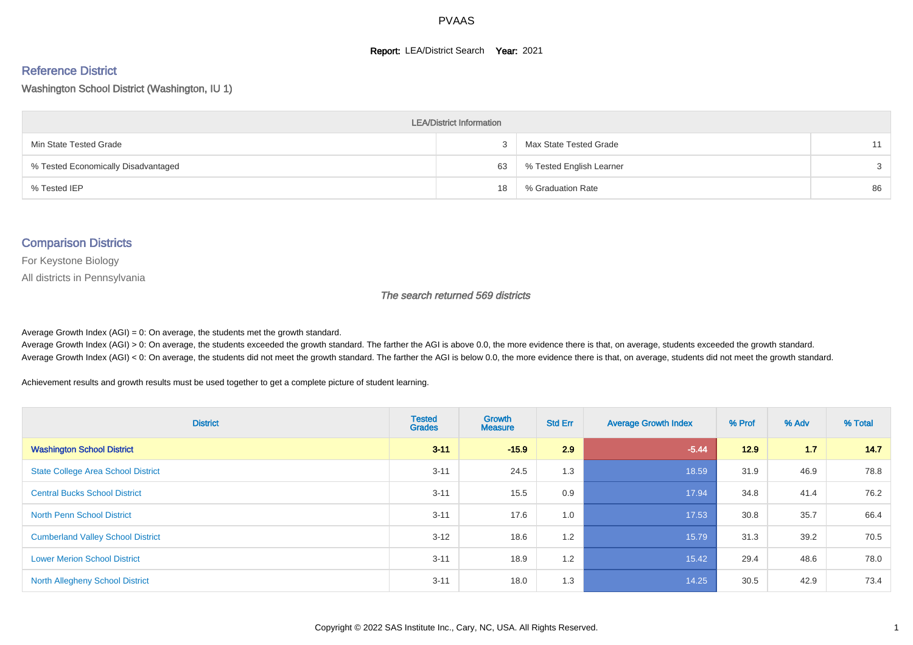# PVAAS

**Report:** LEA/District Search **Year:** 2021

## Reference District

Washington School District (Washington, IU 1)

| LEA/District Information | | | |
|---|---|---|---|
| Min State Tested Grade | 3 | Max State Tested Grade | 11 |
| % Tested Economically Disadvantaged | 63 | % Tested English Learner | 3 |
| % Tested IEP | 18 | % Graduation Rate | 86 |

## Comparison Districts

For Keystone Biology

All districts in Pennsylvania

*The search returned 569 districts*

Average Growth Index (AGI) = 0: On average, the students met the growth standard.
Average Growth Index (AGI) > 0: On average, the students exceeded the growth standard. The farther the AGI is above 0.0, the more evidence there is that, on average, students exceeded the growth standard.
Average Growth Index (AGI) < 0: On average, the students did not meet the growth standard. The farther the AGI is below 0.0, the more evidence there is that, on average, students did not meet the growth standard.

Achievement results and growth results must be used together to get a complete picture of student learning.

| District | Tested Grades | Growth Measure | Std Err | Average Growth Index | % Prof | % Adv | % Total |
|---|---|---|---|---|---|---|---|
| **Washington School District** | **3-11** | **-15.9** | **2.9** | **-5.44** | **12.9** | **1.7** | **14.7** |
| State College Area School District | 3-11 | 24.5 | 1.3 | 18.59 | 31.9 | 46.9 | 78.8 |
| Central Bucks School District | 3-11 | 15.5 | 0.9 | 17.94 | 34.8 | 41.4 | 76.2 |
| North Penn School District | 3-11 | 17.6 | 1.0 | 17.53 | 30.8 | 35.7 | 66.4 |
| Cumberland Valley School District | 3-12 | 18.6 | 1.2 | 15.79 | 31.3 | 39.2 | 70.5 |
| Lower Merion School District | 3-11 | 18.9 | 1.2 | 15.42 | 29.4 | 48.6 | 78.0 |
| North Allegheny School District | 3-11 | 18.0 | 1.3 | 14.25 | 30.5 | 42.9 | 73.4 |

Copyright © 2022 SAS Institute Inc., Cary, NC, USA. All Rights Reserved.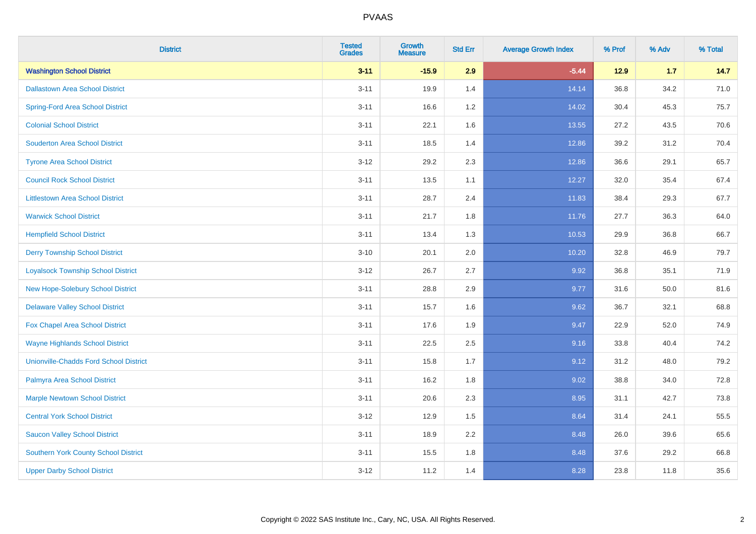# PVAAS

| District | Tested Grades | Growth Measure | Std Err | Average Growth Index | % Prof | % Adv | % Total |
|---|---|---|---|---|---|---|---|
| **Washington School District** | **3-11** | **-15.9** | **2.9** | **-5.44** | **12.9** | **1.7** | **14.7** |
| Dallastown Area School District | 3-11 | 19.9 | 1.4 | 14.14 | 36.8 | 34.2 | 71.0 |
| Spring-Ford Area School District | 3-11 | 16.6 | 1.2 | 14.02 | 30.4 | 45.3 | 75.7 |
| Colonial School District | 3-11 | 22.1 | 1.6 | 13.55 | 27.2 | 43.5 | 70.6 |
| Souderton Area School District | 3-11 | 18.5 | 1.4 | 12.86 | 39.2 | 31.2 | 70.4 |
| Tyrone Area School District | 3-12 | 29.2 | 2.3 | 12.86 | 36.6 | 29.1 | 65.7 |
| Council Rock School District | 3-11 | 13.5 | 1.1 | 12.27 | 32.0 | 35.4 | 67.4 |
| Littlestown Area School District | 3-11 | 28.7 | 2.4 | 11.83 | 38.4 | 29.3 | 67.7 |
| Warwick School District | 3-11 | 21.7 | 1.8 | 11.76 | 27.7 | 36.3 | 64.0 |
| Hempfield School District | 3-11 | 13.4 | 1.3 | 10.53 | 29.9 | 36.8 | 66.7 |
| Derry Township School District | 3-10 | 20.1 | 2.0 | 10.20 | 32.8 | 46.9 | 79.7 |
| Loyalsock Township School District | 3-12 | 26.7 | 2.7 | 9.92 | 36.8 | 35.1 | 71.9 |
| New Hope-Solebury School District | 3-11 | 28.8 | 2.9 | 9.77 | 31.6 | 50.0 | 81.6 |
| Delaware Valley School District | 3-11 | 15.7 | 1.6 | 9.62 | 36.7 | 32.1 | 68.8 |
| Fox Chapel Area School District | 3-11 | 17.6 | 1.9 | 9.47 | 22.9 | 52.0 | 74.9 |
| Wayne Highlands School District | 3-11 | 22.5 | 2.5 | 9.16 | 33.8 | 40.4 | 74.2 |
| Unionville-Chadds Ford School District | 3-11 | 15.8 | 1.7 | 9.12 | 31.2 | 48.0 | 79.2 |
| Palmyra Area School District | 3-11 | 16.2 | 1.8 | 9.02 | 38.8 | 34.0 | 72.8 |
| Marple Newtown School District | 3-11 | 20.6 | 2.3 | 8.95 | 31.1 | 42.7 | 73.8 |
| Central York School District | 3-12 | 12.9 | 1.5 | 8.64 | 31.4 | 24.1 | 55.5 |
| Saucon Valley School District | 3-11 | 18.9 | 2.2 | 8.48 | 26.0 | 39.6 | 65.6 |
| Southern York County School District | 3-11 | 15.5 | 1.8 | 8.48 | 37.6 | 29.2 | 66.8 |
| Upper Darby School District | 3-12 | 11.2 | 1.4 | 8.28 | 23.8 | 11.8 | 35.6 |

Copyright © 2022 SAS Institute Inc., Cary, NC, USA. All Rights Reserved.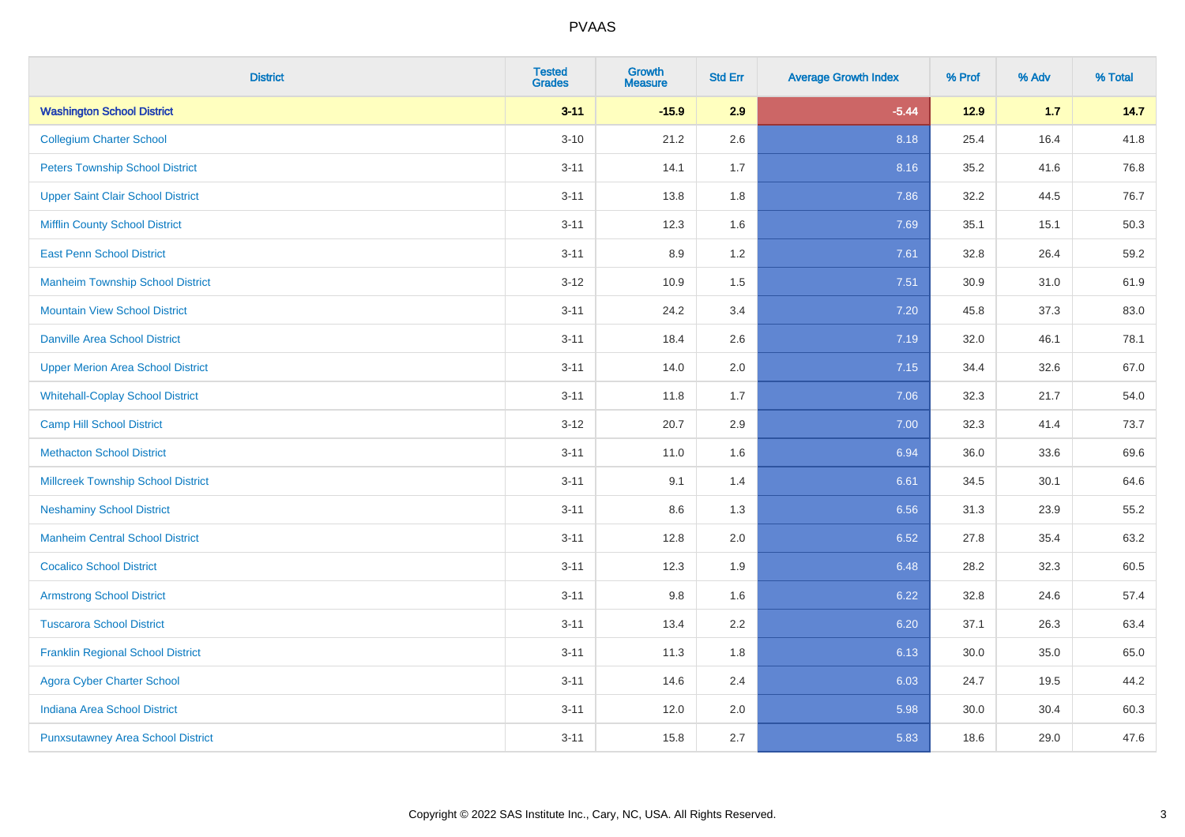PVAAS

| District | Tested Grades | Growth Measure | Std Err | Average Growth Index | % Prof | % Adv | % Total |
|---|---|---|---|---|---|---|---|
| **Washington School District** | **3-11** | **-15.9** | **2.9** | **-5.44** | **12.9** | **1.7** | **14.7** |
| Collegium Charter School | 3-10 | 21.2 | 2.6 | 8.18 | 25.4 | 16.4 | 41.8 |
| Peters Township School District | 3-11 | 14.1 | 1.7 | 8.16 | 35.2 | 41.6 | 76.8 |
| Upper Saint Clair School District | 3-11 | 13.8 | 1.8 | 7.86 | 32.2 | 44.5 | 76.7 |
| Mifflin County School District | 3-11 | 12.3 | 1.6 | 7.69 | 35.1 | 15.1 | 50.3 |
| East Penn School District | 3-11 | 8.9 | 1.2 | 7.61 | 32.8 | 26.4 | 59.2 |
| Manheim Township School District | 3-12 | 10.9 | 1.5 | 7.51 | 30.9 | 31.0 | 61.9 |
| Mountain View School District | 3-11 | 24.2 | 3.4 | 7.20 | 45.8 | 37.3 | 83.0 |
| Danville Area School District | 3-11 | 18.4 | 2.6 | 7.19 | 32.0 | 46.1 | 78.1 |
| Upper Merion Area School District | 3-11 | 14.0 | 2.0 | 7.15 | 34.4 | 32.6 | 67.0 |
| Whitehall-Coplay School District | 3-11 | 11.8 | 1.7 | 7.06 | 32.3 | 21.7 | 54.0 |
| Camp Hill School District | 3-12 | 20.7 | 2.9 | 7.00 | 32.3 | 41.4 | 73.7 |
| Methacton School District | 3-11 | 11.0 | 1.6 | 6.94 | 36.0 | 33.6 | 69.6 |
| Millcreek Township School District | 3-11 | 9.1 | 1.4 | 6.61 | 34.5 | 30.1 | 64.6 |
| Neshaminy School District | 3-11 | 8.6 | 1.3 | 6.56 | 31.3 | 23.9 | 55.2 |
| Manheim Central School District | 3-11 | 12.8 | 2.0 | 6.52 | 27.8 | 35.4 | 63.2 |
| Cocalico School District | 3-11 | 12.3 | 1.9 | 6.48 | 28.2 | 32.3 | 60.5 |
| Armstrong School District | 3-11 | 9.8 | 1.6 | 6.22 | 32.8 | 24.6 | 57.4 |
| Tuscarora School District | 3-11 | 13.4 | 2.2 | 6.20 | 37.1 | 26.3 | 63.4 |
| Franklin Regional School District | 3-11 | 11.3 | 1.8 | 6.13 | 30.0 | 35.0 | 65.0 |
| Agora Cyber Charter School | 3-11 | 14.6 | 2.4 | 6.03 | 24.7 | 19.5 | 44.2 |
| Indiana Area School District | 3-11 | 12.0 | 2.0 | 5.98 | 30.0 | 30.4 | 60.3 |
| Punxsutawney Area School District | 3-11 | 15.8 | 2.7 | 5.83 | 18.6 | 29.0 | 47.6 |

Copyright © 2022 SAS Institute Inc., Cary, NC, USA. All Rights Reserved.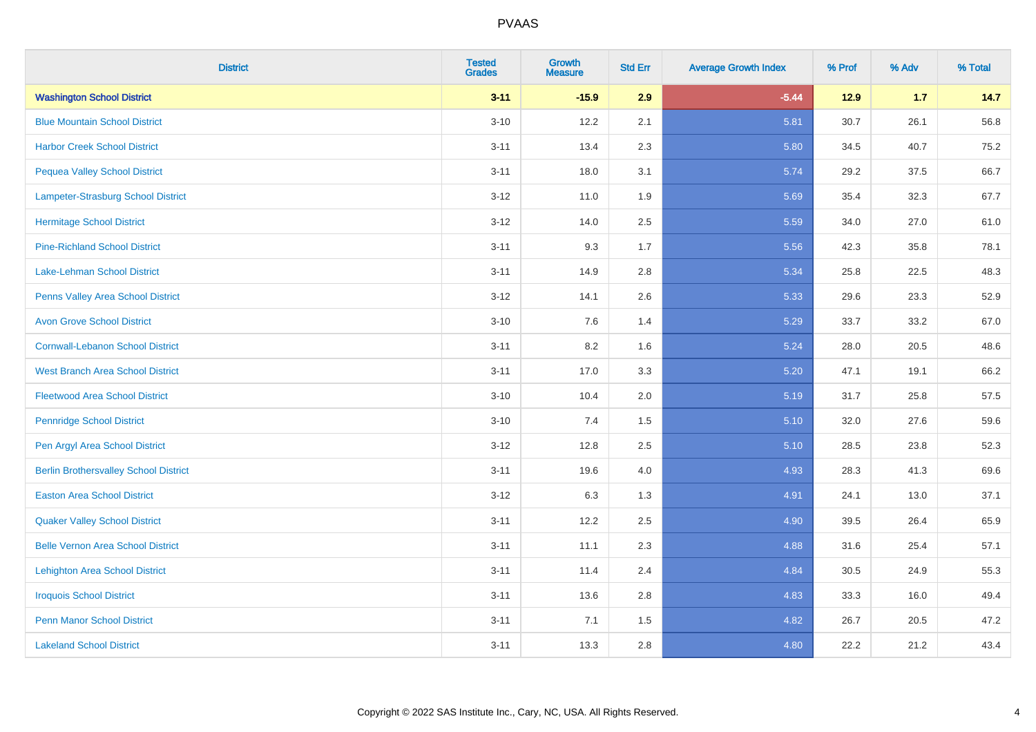# PVAAS

| District | Tested Grades | Growth Measure | Std Err | Average Growth Index | % Prof | % Adv | % Total |
|---|---|---|---|---|---|---|---|
| **Washington School District** | **3-11** | **-15.9** | **2.9** | **-5.44** | **12.9** | **1.7** | **14.7** |
| Blue Mountain School District | 3-10 | 12.2 | 2.1 | 5.81 | 30.7 | 26.1 | 56.8 |
| Harbor Creek School District | 3-11 | 13.4 | 2.3 | 5.80 | 34.5 | 40.7 | 75.2 |
| Pequea Valley School District | 3-11 | 18.0 | 3.1 | 5.74 | 29.2 | 37.5 | 66.7 |
| Lampeter-Strasburg School District | 3-12 | 11.0 | 1.9 | 5.69 | 35.4 | 32.3 | 67.7 |
| Hermitage School District | 3-12 | 14.0 | 2.5 | 5.59 | 34.0 | 27.0 | 61.0 |
| Pine-Richland School District | 3-11 | 9.3 | 1.7 | 5.56 | 42.3 | 35.8 | 78.1 |
| Lake-Lehman School District | 3-11 | 14.9 | 2.8 | 5.34 | 25.8 | 22.5 | 48.3 |
| Penns Valley Area School District | 3-12 | 14.1 | 2.6 | 5.33 | 29.6 | 23.3 | 52.9 |
| Avon Grove School District | 3-10 | 7.6 | 1.4 | 5.29 | 33.7 | 33.2 | 67.0 |
| Cornwall-Lebanon School District | 3-11 | 8.2 | 1.6 | 5.24 | 28.0 | 20.5 | 48.6 |
| West Branch Area School District | 3-11 | 17.0 | 3.3 | 5.20 | 47.1 | 19.1 | 66.2 |
| Fleetwood Area School District | 3-10 | 10.4 | 2.0 | 5.19 | 31.7 | 25.8 | 57.5 |
| Pennridge School District | 3-10 | 7.4 | 1.5 | 5.10 | 32.0 | 27.6 | 59.6 |
| Pen Argyl Area School District | 3-12 | 12.8 | 2.5 | 5.10 | 28.5 | 23.8 | 52.3 |
| Berlin Brothersvalley School District | 3-11 | 19.6 | 4.0 | 4.93 | 28.3 | 41.3 | 69.6 |
| Easton Area School District | 3-12 | 6.3 | 1.3 | 4.91 | 24.1 | 13.0 | 37.1 |
| Quaker Valley School District | 3-11 | 12.2 | 2.5 | 4.90 | 39.5 | 26.4 | 65.9 |
| Belle Vernon Area School District | 3-11 | 11.1 | 2.3 | 4.88 | 31.6 | 25.4 | 57.1 |
| Lehighton Area School District | 3-11 | 11.4 | 2.4 | 4.84 | 30.5 | 24.9 | 55.3 |
| Iroquois School District | 3-11 | 13.6 | 2.8 | 4.83 | 33.3 | 16.0 | 49.4 |
| Penn Manor School District | 3-11 | 7.1 | 1.5 | 4.82 | 26.7 | 20.5 | 47.2 |
| Lakeland School District | 3-11 | 13.3 | 2.8 | 4.80 | 22.2 | 21.2 | 43.4 |

Copyright © 2022 SAS Institute Inc., Cary, NC, USA. All Rights Reserved.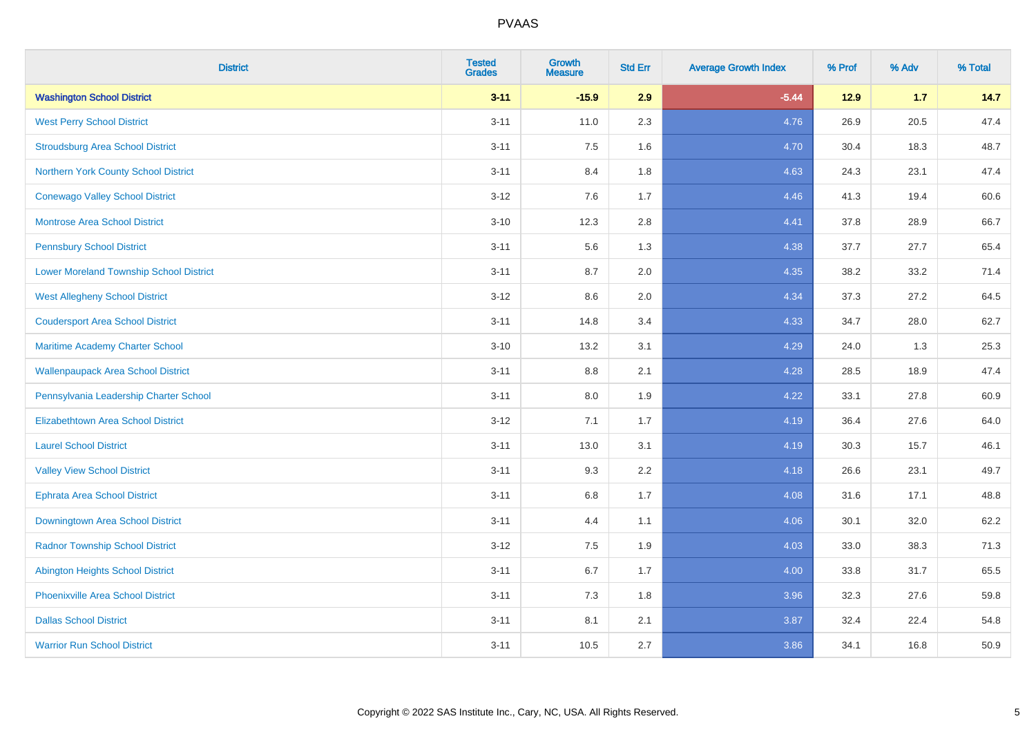# PVAAS

| District | Tested Grades | Growth Measure | Std Err | Average Growth Index | % Prof | % Adv | % Total |
|---|---|---|---|---|---|---|---|
| **Washington School District** | **3-11** | **-15.9** | **2.9** | **-5.44** | **12.9** | **1.7** | **14.7** |
| West Perry School District | 3-11 | 11.0 | 2.3 | 4.76 | 26.9 | 20.5 | 47.4 |
| Stroudsburg Area School District | 3-11 | 7.5 | 1.6 | 4.70 | 30.4 | 18.3 | 48.7 |
| Northern York County School District | 3-11 | 8.4 | 1.8 | 4.63 | 24.3 | 23.1 | 47.4 |
| Conewago Valley School District | 3-12 | 7.6 | 1.7 | 4.46 | 41.3 | 19.4 | 60.6 |
| Montrose Area School District | 3-10 | 12.3 | 2.8 | 4.41 | 37.8 | 28.9 | 66.7 |
| Pennsbury School District | 3-11 | 5.6 | 1.3 | 4.38 | 37.7 | 27.7 | 65.4 |
| Lower Moreland Township School District | 3-11 | 8.7 | 2.0 | 4.35 | 38.2 | 33.2 | 71.4 |
| West Allegheny School District | 3-12 | 8.6 | 2.0 | 4.34 | 37.3 | 27.2 | 64.5 |
| Coudersport Area School District | 3-11 | 14.8 | 3.4 | 4.33 | 34.7 | 28.0 | 62.7 |
| Maritime Academy Charter School | 3-10 | 13.2 | 3.1 | 4.29 | 24.0 | 1.3 | 25.3 |
| Wallenpaupack Area School District | 3-11 | 8.8 | 2.1 | 4.28 | 28.5 | 18.9 | 47.4 |
| Pennsylvania Leadership Charter School | 3-11 | 8.0 | 1.9 | 4.22 | 33.1 | 27.8 | 60.9 |
| Elizabethtown Area School District | 3-12 | 7.1 | 1.7 | 4.19 | 36.4 | 27.6 | 64.0 |
| Laurel School District | 3-11 | 13.0 | 3.1 | 4.19 | 30.3 | 15.7 | 46.1 |
| Valley View School District | 3-11 | 9.3 | 2.2 | 4.18 | 26.6 | 23.1 | 49.7 |
| Ephrata Area School District | 3-11 | 6.8 | 1.7 | 4.08 | 31.6 | 17.1 | 48.8 |
| Downingtown Area School District | 3-11 | 4.4 | 1.1 | 4.06 | 30.1 | 32.0 | 62.2 |
| Radnor Township School District | 3-12 | 7.5 | 1.9 | 4.03 | 33.0 | 38.3 | 71.3 |
| Abington Heights School District | 3-11 | 6.7 | 1.7 | 4.00 | 33.8 | 31.7 | 65.5 |
| Phoenixville Area School District | 3-11 | 7.3 | 1.8 | 3.96 | 32.3 | 27.6 | 59.8 |
| Dallas School District | 3-11 | 8.1 | 2.1 | 3.87 | 32.4 | 22.4 | 54.8 |
| Warrior Run School District | 3-11 | 10.5 | 2.7 | 3.86 | 34.1 | 16.8 | 50.9 |

Copyright © 2022 SAS Institute Inc., Cary, NC, USA. All Rights Reserved.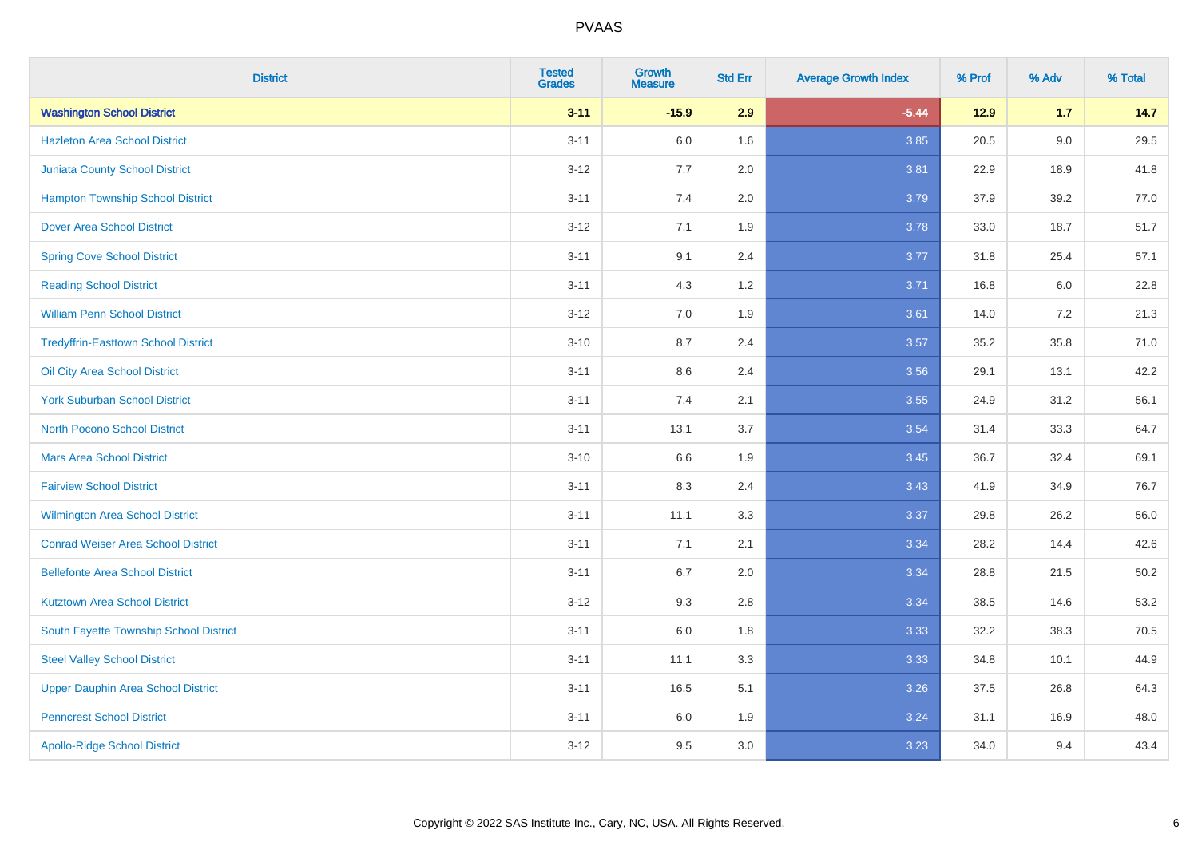# PVAAS

| District | Tested Grades | Growth Measure | Std Err | Average Growth Index | % Prof | % Adv | % Total |
|---|---|---|---|---|---|---|---|
| **Washington School District** | **3-11** | **-15.9** | **2.9** | **-5.44** | **12.9** | **1.7** | **14.7** |
| Hazleton Area School District | 3-11 | 6.0 | 1.6 | 3.85 | 20.5 | 9.0 | 29.5 |
| Juniata County School District | 3-12 | 7.7 | 2.0 | 3.81 | 22.9 | 18.9 | 41.8 |
| Hampton Township School District | 3-11 | 7.4 | 2.0 | 3.79 | 37.9 | 39.2 | 77.0 |
| Dover Area School District | 3-12 | 7.1 | 1.9 | 3.78 | 33.0 | 18.7 | 51.7 |
| Spring Cove School District | 3-11 | 9.1 | 2.4 | 3.77 | 31.8 | 25.4 | 57.1 |
| Reading School District | 3-11 | 4.3 | 1.2 | 3.71 | 16.8 | 6.0 | 22.8 |
| William Penn School District | 3-12 | 7.0 | 1.9 | 3.61 | 14.0 | 7.2 | 21.3 |
| Tredyffrin-Easttown School District | 3-10 | 8.7 | 2.4 | 3.57 | 35.2 | 35.8 | 71.0 |
| Oil City Area School District | 3-11 | 8.6 | 2.4 | 3.56 | 29.1 | 13.1 | 42.2 |
| York Suburban School District | 3-11 | 7.4 | 2.1 | 3.55 | 24.9 | 31.2 | 56.1 |
| North Pocono School District | 3-11 | 13.1 | 3.7 | 3.54 | 31.4 | 33.3 | 64.7 |
| Mars Area School District | 3-10 | 6.6 | 1.9 | 3.45 | 36.7 | 32.4 | 69.1 |
| Fairview School District | 3-11 | 8.3 | 2.4 | 3.43 | 41.9 | 34.9 | 76.7 |
| Wilmington Area School District | 3-11 | 11.1 | 3.3 | 3.37 | 29.8 | 26.2 | 56.0 |
| Conrad Weiser Area School District | 3-11 | 7.1 | 2.1 | 3.34 | 28.2 | 14.4 | 42.6 |
| Bellefonte Area School District | 3-11 | 6.7 | 2.0 | 3.34 | 28.8 | 21.5 | 50.2 |
| Kutztown Area School District | 3-12 | 9.3 | 2.8 | 3.34 | 38.5 | 14.6 | 53.2 |
| South Fayette Township School District | 3-11 | 6.0 | 1.8 | 3.33 | 32.2 | 38.3 | 70.5 |
| Steel Valley School District | 3-11 | 11.1 | 3.3 | 3.33 | 34.8 | 10.1 | 44.9 |
| Upper Dauphin Area School District | 3-11 | 16.5 | 5.1 | 3.26 | 37.5 | 26.8 | 64.3 |
| Penncrest School District | 3-11 | 6.0 | 1.9 | 3.24 | 31.1 | 16.9 | 48.0 |
| Apollo-Ridge School District | 3-12 | 9.5 | 3.0 | 3.23 | 34.0 | 9.4 | 43.4 |

Copyright © 2022 SAS Institute Inc., Cary, NC, USA. All Rights Reserved.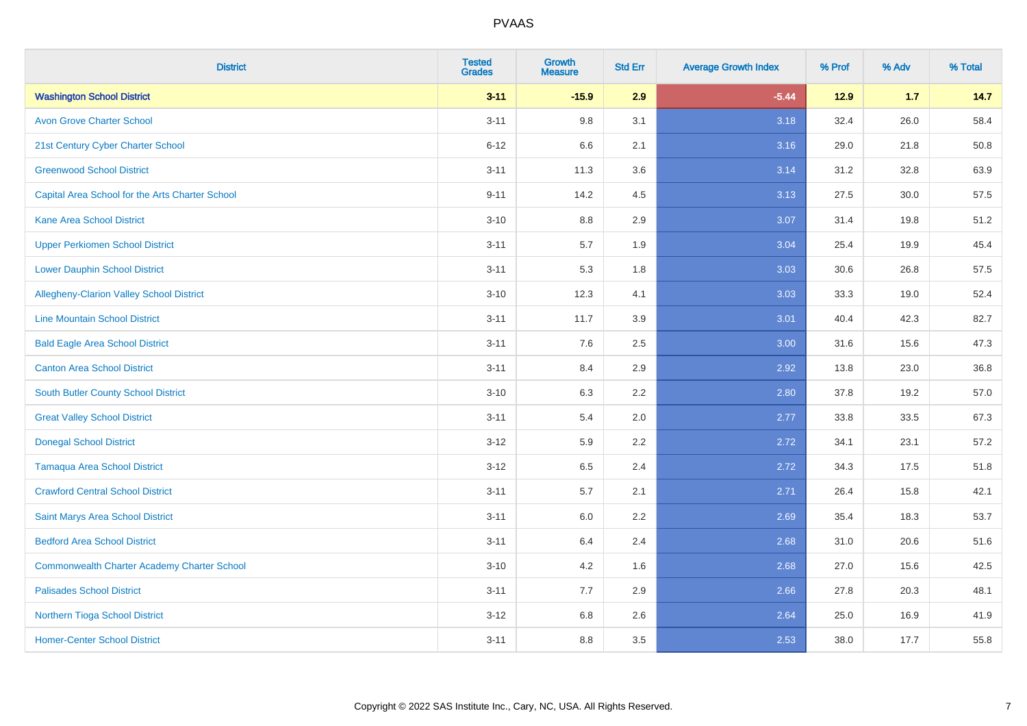# PVAAS

| District | Tested Grades | Growth Measure | Std Err | Average Growth Index | % Prof | % Adv | % Total |
|---|---|---|---|---|---|---|---|
| **Washington School District** | **3-11** | **-15.9** | **2.9** | **-5.44** | **12.9** | **1.7** | **14.7** |
| Avon Grove Charter School | 3-11 | 9.8 | 3.1 | 3.18 | 32.4 | 26.0 | 58.4 |
| 21st Century Cyber Charter School | 6-12 | 6.6 | 2.1 | 3.16 | 29.0 | 21.8 | 50.8 |
| Greenwood School District | 3-11 | 11.3 | 3.6 | 3.14 | 31.2 | 32.8 | 63.9 |
| Capital Area School for the Arts Charter School | 9-11 | 14.2 | 4.5 | 3.13 | 27.5 | 30.0 | 57.5 |
| Kane Area School District | 3-10 | 8.8 | 2.9 | 3.07 | 31.4 | 19.8 | 51.2 |
| Upper Perkiomen School District | 3-11 | 5.7 | 1.9 | 3.04 | 25.4 | 19.9 | 45.4 |
| Lower Dauphin School District | 3-11 | 5.3 | 1.8 | 3.03 | 30.6 | 26.8 | 57.5 |
| Allegheny-Clarion Valley School District | 3-10 | 12.3 | 4.1 | 3.03 | 33.3 | 19.0 | 52.4 |
| Line Mountain School District | 3-11 | 11.7 | 3.9 | 3.01 | 40.4 | 42.3 | 82.7 |
| Bald Eagle Area School District | 3-11 | 7.6 | 2.5 | 3.00 | 31.6 | 15.6 | 47.3 |
| Canton Area School District | 3-11 | 8.4 | 2.9 | 2.92 | 13.8 | 23.0 | 36.8 |
| South Butler County School District | 3-10 | 6.3 | 2.2 | 2.80 | 37.8 | 19.2 | 57.0 |
| Great Valley School District | 3-11 | 5.4 | 2.0 | 2.77 | 33.8 | 33.5 | 67.3 |
| Donegal School District | 3-12 | 5.9 | 2.2 | 2.72 | 34.1 | 23.1 | 57.2 |
| Tamaqua Area School District | 3-12 | 6.5 | 2.4 | 2.72 | 34.3 | 17.5 | 51.8 |
| Crawford Central School District | 3-11 | 5.7 | 2.1 | 2.71 | 26.4 | 15.8 | 42.1 |
| Saint Marys Area School District | 3-11 | 6.0 | 2.2 | 2.69 | 35.4 | 18.3 | 53.7 |
| Bedford Area School District | 3-11 | 6.4 | 2.4 | 2.68 | 31.0 | 20.6 | 51.6 |
| Commonwealth Charter Academy Charter School | 3-10 | 4.2 | 1.6 | 2.68 | 27.0 | 15.6 | 42.5 |
| Palisades School District | 3-11 | 7.7 | 2.9 | 2.66 | 27.8 | 20.3 | 48.1 |
| Northern Tioga School District | 3-12 | 6.8 | 2.6 | 2.64 | 25.0 | 16.9 | 41.9 |
| Homer-Center School District | 3-11 | 8.8 | 3.5 | 2.53 | 38.0 | 17.7 | 55.8 |

Copyright © 2022 SAS Institute Inc., Cary, NC, USA. All Rights Reserved.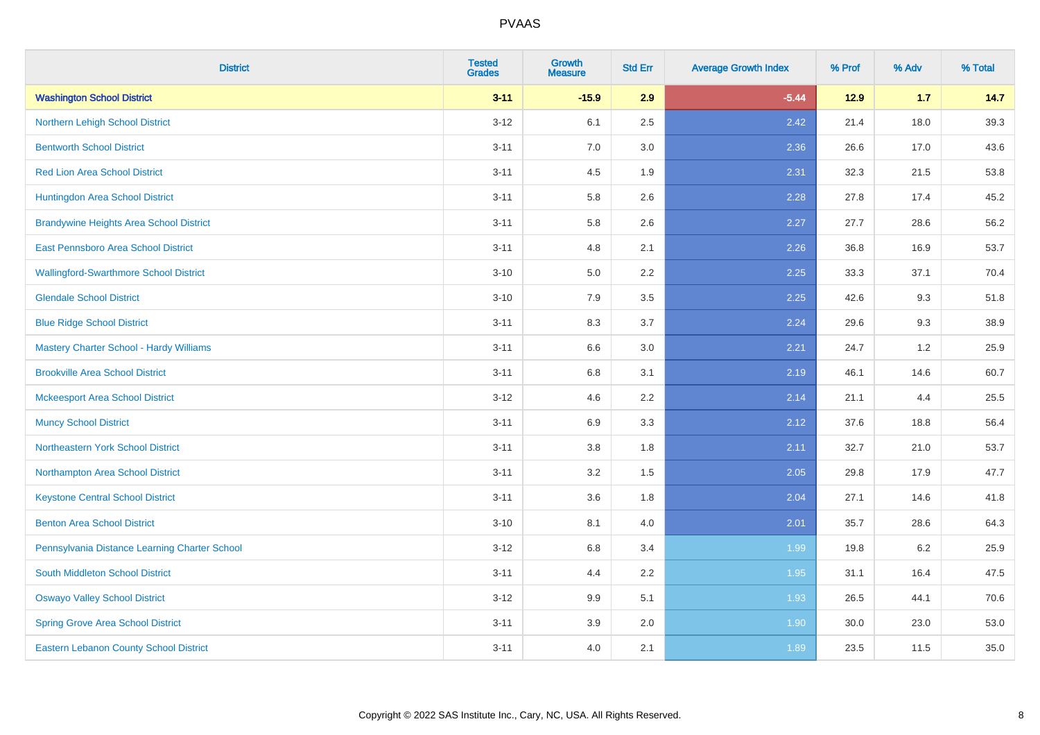# PVAAS

| District | Tested Grades | Growth Measure | Std Err | Average Growth Index | % Prof | % Adv | % Total |
|---|---|---|---|---|---|---|---|
| **Washington School District** | **3-11** | **-15.9** | **2.9** | **-5.44** | **12.9** | **1.7** | **14.7** |
| Northern Lehigh School District | 3-12 | 6.1 | 2.5 | 2.42 | 21.4 | 18.0 | 39.3 |
| Bentworth School District | 3-11 | 7.0 | 3.0 | 2.36 | 26.6 | 17.0 | 43.6 |
| Red Lion Area School District | 3-11 | 4.5 | 1.9 | 2.31 | 32.3 | 21.5 | 53.8 |
| Huntingdon Area School District | 3-11 | 5.8 | 2.6 | 2.28 | 27.8 | 17.4 | 45.2 |
| Brandywine Heights Area School District | 3-11 | 5.8 | 2.6 | 2.27 | 27.7 | 28.6 | 56.2 |
| East Pennsboro Area School District | 3-11 | 4.8 | 2.1 | 2.26 | 36.8 | 16.9 | 53.7 |
| Wallingford-Swarthmore School District | 3-10 | 5.0 | 2.2 | 2.25 | 33.3 | 37.1 | 70.4 |
| Glendale School District | 3-10 | 7.9 | 3.5 | 2.25 | 42.6 | 9.3 | 51.8 |
| Blue Ridge School District | 3-11 | 8.3 | 3.7 | 2.24 | 29.6 | 9.3 | 38.9 |
| Mastery Charter School - Hardy Williams | 3-11 | 6.6 | 3.0 | 2.21 | 24.7 | 1.2 | 25.9 |
| Brookville Area School District | 3-11 | 6.8 | 3.1 | 2.19 | 46.1 | 14.6 | 60.7 |
| Mckeesport Area School District | 3-12 | 4.6 | 2.2 | 2.14 | 21.1 | 4.4 | 25.5 |
| Muncy School District | 3-11 | 6.9 | 3.3 | 2.12 | 37.6 | 18.8 | 56.4 |
| Northeastern York School District | 3-11 | 3.8 | 1.8 | 2.11 | 32.7 | 21.0 | 53.7 |
| Northampton Area School District | 3-11 | 3.2 | 1.5 | 2.05 | 29.8 | 17.9 | 47.7 |
| Keystone Central School District | 3-11 | 3.6 | 1.8 | 2.04 | 27.1 | 14.6 | 41.8 |
| Benton Area School District | 3-10 | 8.1 | 4.0 | 2.01 | 35.7 | 28.6 | 64.3 |
| Pennsylvania Distance Learning Charter School | 3-12 | 6.8 | 3.4 | 1.99 | 19.8 | 6.2 | 25.9 |
| South Middleton School District | 3-11 | 4.4 | 2.2 | 1.95 | 31.1 | 16.4 | 47.5 |
| Oswayo Valley School District | 3-12 | 9.9 | 5.1 | 1.93 | 26.5 | 44.1 | 70.6 |
| Spring Grove Area School District | 3-11 | 3.9 | 2.0 | 1.90 | 30.0 | 23.0 | 53.0 |
| Eastern Lebanon County School District | 3-11 | 4.0 | 2.1 | 1.89 | 23.5 | 11.5 | 35.0 |

Copyright © 2022 SAS Institute Inc., Cary, NC, USA. All Rights Reserved.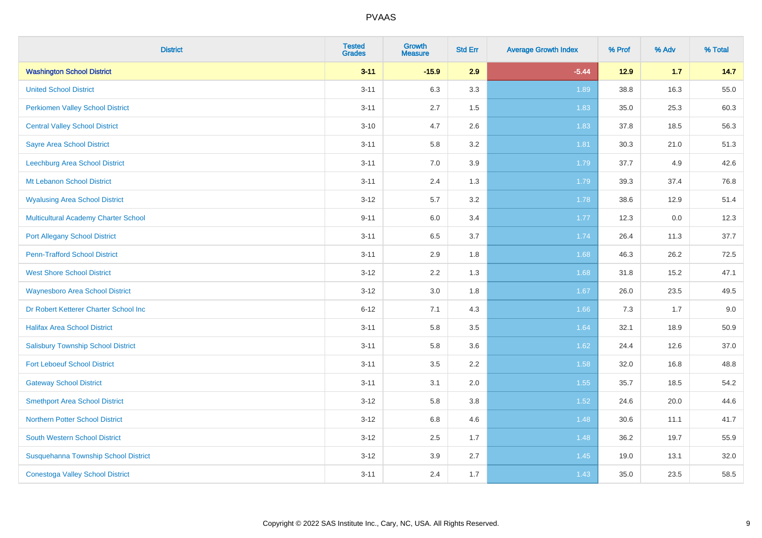# PVAAS

| District | Tested Grades | Growth Measure | Std Err | Average Growth Index | % Prof | % Adv | % Total |
|---|---|---|---|---|---|---|---|
| **Washington School District** | **3-11** | **-15.9** | **2.9** | **-5.44** | **12.9** | **1.7** | **14.7** |
| United School District | 3-11 | 6.3 | 3.3 | 1.89 | 38.8 | 16.3 | 55.0 |
| Perkiomen Valley School District | 3-11 | 2.7 | 1.5 | 1.83 | 35.0 | 25.3 | 60.3 |
| Central Valley School District | 3-10 | 4.7 | 2.6 | 1.83 | 37.8 | 18.5 | 56.3 |
| Sayre Area School District | 3-11 | 5.8 | 3.2 | 1.81 | 30.3 | 21.0 | 51.3 |
| Leechburg Area School District | 3-11 | 7.0 | 3.9 | 1.79 | 37.7 | 4.9 | 42.6 |
| Mt Lebanon School District | 3-11 | 2.4 | 1.3 | 1.79 | 39.3 | 37.4 | 76.8 |
| Wyalusing Area School District | 3-12 | 5.7 | 3.2 | 1.78 | 38.6 | 12.9 | 51.4 |
| Multicultural Academy Charter School | 9-11 | 6.0 | 3.4 | 1.77 | 12.3 | 0.0 | 12.3 |
| Port Allegany School District | 3-11 | 6.5 | 3.7 | 1.74 | 26.4 | 11.3 | 37.7 |
| Penn-Trafford School District | 3-11 | 2.9 | 1.8 | 1.68 | 46.3 | 26.2 | 72.5 |
| West Shore School District | 3-12 | 2.2 | 1.3 | 1.68 | 31.8 | 15.2 | 47.1 |
| Waynesboro Area School District | 3-12 | 3.0 | 1.8 | 1.67 | 26.0 | 23.5 | 49.5 |
| Dr Robert Ketterer Charter School Inc | 6-12 | 7.1 | 4.3 | 1.66 | 7.3 | 1.7 | 9.0 |
| Halifax Area School District | 3-11 | 5.8 | 3.5 | 1.64 | 32.1 | 18.9 | 50.9 |
| Salisbury Township School District | 3-11 | 5.8 | 3.6 | 1.62 | 24.4 | 12.6 | 37.0 |
| Fort Leboeuf School District | 3-11 | 3.5 | 2.2 | 1.58 | 32.0 | 16.8 | 48.8 |
| Gateway School District | 3-11 | 3.1 | 2.0 | 1.55 | 35.7 | 18.5 | 54.2 |
| Smethport Area School District | 3-12 | 5.8 | 3.8 | 1.52 | 24.6 | 20.0 | 44.6 |
| Northern Potter School District | 3-12 | 6.8 | 4.6 | 1.48 | 30.6 | 11.1 | 41.7 |
| South Western School District | 3-12 | 2.5 | 1.7 | 1.48 | 36.2 | 19.7 | 55.9 |
| Susquehanna Township School District | 3-12 | 3.9 | 2.7 | 1.45 | 19.0 | 13.1 | 32.0 |
| Conestoga Valley School District | 3-11 | 2.4 | 1.7 | 1.43 | 35.0 | 23.5 | 58.5 |

Copyright © 2022 SAS Institute Inc., Cary, NC, USA. All Rights Reserved.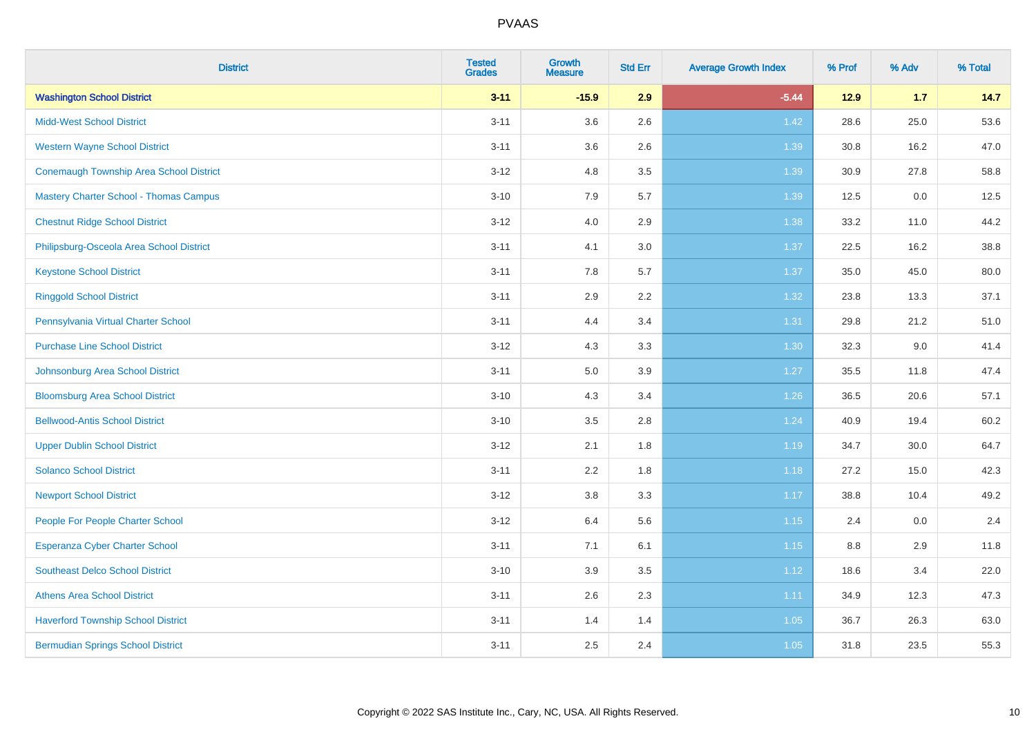# PVAAS

| District | Tested Grades | Growth Measure | Std Err | Average Growth Index | % Prof | % Adv | % Total |
|---|---|---|---|---|---|---|---|
| **Washington School District** | **3-11** | **-15.9** | **2.9** | **-5.44** | **12.9** | **1.7** | **14.7** |
| Midd-West School District | 3-11 | 3.6 | 2.6 | 1.42 | 28.6 | 25.0 | 53.6 |
| Western Wayne School District | 3-11 | 3.6 | 2.6 | 1.39 | 30.8 | 16.2 | 47.0 |
| Conemaugh Township Area School District | 3-12 | 4.8 | 3.5 | 1.39 | 30.9 | 27.8 | 58.8 |
| Mastery Charter School - Thomas Campus | 3-10 | 7.9 | 5.7 | 1.39 | 12.5 | 0.0 | 12.5 |
| Chestnut Ridge School District | 3-12 | 4.0 | 2.9 | 1.38 | 33.2 | 11.0 | 44.2 |
| Philipsburg-Osceola Area School District | 3-11 | 4.1 | 3.0 | 1.37 | 22.5 | 16.2 | 38.8 |
| Keystone School District | 3-11 | 7.8 | 5.7 | 1.37 | 35.0 | 45.0 | 80.0 |
| Ringgold School District | 3-11 | 2.9 | 2.2 | 1.32 | 23.8 | 13.3 | 37.1 |
| Pennsylvania Virtual Charter School | 3-11 | 4.4 | 3.4 | 1.31 | 29.8 | 21.2 | 51.0 |
| Purchase Line School District | 3-12 | 4.3 | 3.3 | 1.30 | 32.3 | 9.0 | 41.4 |
| Johnsonburg Area School District | 3-11 | 5.0 | 3.9 | 1.27 | 35.5 | 11.8 | 47.4 |
| Bloomsburg Area School District | 3-10 | 4.3 | 3.4 | 1.26 | 36.5 | 20.6 | 57.1 |
| Bellwood-Antis School District | 3-10 | 3.5 | 2.8 | 1.24 | 40.9 | 19.4 | 60.2 |
| Upper Dublin School District | 3-12 | 2.1 | 1.8 | 1.19 | 34.7 | 30.0 | 64.7 |
| Solanco School District | 3-11 | 2.2 | 1.8 | 1.18 | 27.2 | 15.0 | 42.3 |
| Newport School District | 3-12 | 3.8 | 3.3 | 1.17 | 38.8 | 10.4 | 49.2 |
| People For People Charter School | 3-12 | 6.4 | 5.6 | 1.15 | 2.4 | 0.0 | 2.4 |
| Esperanza Cyber Charter School | 3-11 | 7.1 | 6.1 | 1.15 | 8.8 | 2.9 | 11.8 |
| Southeast Delco School District | 3-10 | 3.9 | 3.5 | 1.12 | 18.6 | 3.4 | 22.0 |
| Athens Area School District | 3-11 | 2.6 | 2.3 | 1.11 | 34.9 | 12.3 | 47.3 |
| Haverford Township School District | 3-11 | 1.4 | 1.4 | 1.05 | 36.7 | 26.3 | 63.0 |
| Bermudian Springs School District | 3-11 | 2.5 | 2.4 | 1.05 | 31.8 | 23.5 | 55.3 |

Copyright © 2022 SAS Institute Inc., Cary, NC, USA. All Rights Reserved.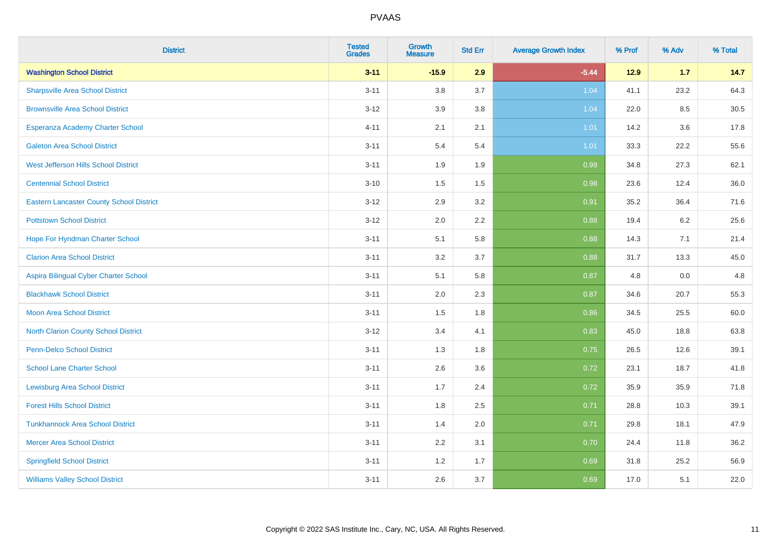# PVAAS

| District | Tested Grades | Growth Measure | Std Err | Average Growth Index | % Prof | % Adv | % Total |
|---|---|---|---|---|---|---|---|
| **Washington School District** | **3-11** | **-15.9** | **2.9** | **-5.44** | **12.9** | **1.7** | **14.7** |
| Sharpsville Area School District | 3-11 | 3.8 | 3.7 | 1.04 | 41.1 | 23.2 | 64.3 |
| Brownsville Area School District | 3-12 | 3.9 | 3.8 | 1.04 | 22.0 | 8.5 | 30.5 |
| Esperanza Academy Charter School | 4-11 | 2.1 | 2.1 | 1.01 | 14.2 | 3.6 | 17.8 |
| Galeton Area School District | 3-11 | 5.4 | 5.4 | 1.01 | 33.3 | 22.2 | 55.6 |
| West Jefferson Hills School District | 3-11 | 1.9 | 1.9 | 0.99 | 34.8 | 27.3 | 62.1 |
| Centennial School District | 3-10 | 1.5 | 1.5 | 0.98 | 23.6 | 12.4 | 36.0 |
| Eastern Lancaster County School District | 3-12 | 2.9 | 3.2 | 0.91 | 35.2 | 36.4 | 71.6 |
| Pottstown School District | 3-12 | 2.0 | 2.2 | 0.88 | 19.4 | 6.2 | 25.6 |
| Hope For Hyndman Charter School | 3-11 | 5.1 | 5.8 | 0.88 | 14.3 | 7.1 | 21.4 |
| Clarion Area School District | 3-11 | 3.2 | 3.7 | 0.88 | 31.7 | 13.3 | 45.0 |
| Aspira Bilingual Cyber Charter School | 3-11 | 5.1 | 5.8 | 0.87 | 4.8 | 0.0 | 4.8 |
| Blackhawk School District | 3-11 | 2.0 | 2.3 | 0.87 | 34.6 | 20.7 | 55.3 |
| Moon Area School District | 3-11 | 1.5 | 1.8 | 0.86 | 34.5 | 25.5 | 60.0 |
| North Clarion County School District | 3-12 | 3.4 | 4.1 | 0.83 | 45.0 | 18.8 | 63.8 |
| Penn-Delco School District | 3-11 | 1.3 | 1.8 | 0.75 | 26.5 | 12.6 | 39.1 |
| School Lane Charter School | 3-11 | 2.6 | 3.6 | 0.72 | 23.1 | 18.7 | 41.8 |
| Lewisburg Area School District | 3-11 | 1.7 | 2.4 | 0.72 | 35.9 | 35.9 | 71.8 |
| Forest Hills School District | 3-11 | 1.8 | 2.5 | 0.71 | 28.8 | 10.3 | 39.1 |
| Tunkhannock Area School District | 3-11 | 1.4 | 2.0 | 0.71 | 29.8 | 18.1 | 47.9 |
| Mercer Area School District | 3-11 | 2.2 | 3.1 | 0.70 | 24.4 | 11.8 | 36.2 |
| Springfield School District | 3-11 | 1.2 | 1.7 | 0.69 | 31.8 | 25.2 | 56.9 |
| Williams Valley School District | 3-11 | 2.6 | 3.7 | 0.69 | 17.0 | 5.1 | 22.0 |

Copyright © 2022 SAS Institute Inc., Cary, NC, USA. All Rights Reserved.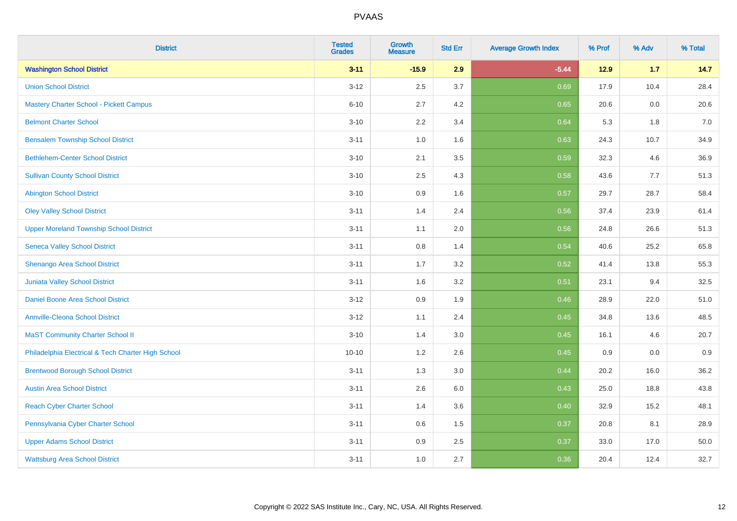| District | Tested Grades | Growth Measure | Std Err | Average Growth Index | % Prof | % Adv | % Total |
|---|---|---|---|---|---|---|---|
| **Washington School District** | **3-11** | **-15.9** | **2.9** | **-5.44** | **12.9** | **1.7** | **14.7** |
| Union School District | 3-12 | 2.5 | 3.7 | 0.69 | 17.9 | 10.4 | 28.4 |
| Mastery Charter School - Pickett Campus | 6-10 | 2.7 | 4.2 | 0.65 | 20.6 | 0.0 | 20.6 |
| Belmont Charter School | 3-10 | 2.2 | 3.4 | 0.64 | 5.3 | 1.8 | 7.0 |
| Bensalem Township School District | 3-11 | 1.0 | 1.6 | 0.63 | 24.3 | 10.7 | 34.9 |
| Bethlehem-Center School District | 3-10 | 2.1 | 3.5 | 0.59 | 32.3 | 4.6 | 36.9 |
| Sullivan County School District | 3-10 | 2.5 | 4.3 | 0.58 | 43.6 | 7.7 | 51.3 |
| Abington School District | 3-10 | 0.9 | 1.6 | 0.57 | 29.7 | 28.7 | 58.4 |
| Oley Valley School District | 3-11 | 1.4 | 2.4 | 0.56 | 37.4 | 23.9 | 61.4 |
| Upper Moreland Township School District | 3-11 | 1.1 | 2.0 | 0.56 | 24.8 | 26.6 | 51.3 |
| Seneca Valley School District | 3-11 | 0.8 | 1.4 | 0.54 | 40.6 | 25.2 | 65.8 |
| Shenango Area School District | 3-11 | 1.7 | 3.2 | 0.52 | 41.4 | 13.8 | 55.3 |
| Juniata Valley School District | 3-11 | 1.6 | 3.2 | 0.51 | 23.1 | 9.4 | 32.5 |
| Daniel Boone Area School District | 3-12 | 0.9 | 1.9 | 0.46 | 28.9 | 22.0 | 51.0 |
| Annville-Cleona School District | 3-12 | 1.1 | 2.4 | 0.45 | 34.8 | 13.6 | 48.5 |
| MaST Community Charter School II | 3-10 | 1.4 | 3.0 | 0.45 | 16.1 | 4.6 | 20.7 |
| Philadelphia Electrical & Tech Charter High School | 10-10 | 1.2 | 2.6 | 0.45 | 0.9 | 0.0 | 0.9 |
| Brentwood Borough School District | 3-11 | 1.3 | 3.0 | 0.44 | 20.2 | 16.0 | 36.2 |
| Austin Area School District | 3-11 | 2.6 | 6.0 | 0.43 | 25.0 | 18.8 | 43.8 |
| Reach Cyber Charter School | 3-11 | 1.4 | 3.6 | 0.40 | 32.9 | 15.2 | 48.1 |
| Pennsylvania Cyber Charter School | 3-11 | 0.6 | 1.5 | 0.37 | 20.8 | 8.1 | 28.9 |
| Upper Adams School District | 3-11 | 0.9 | 2.5 | 0.37 | 33.0 | 17.0 | 50.0 |
| Wattsburg Area School District | 3-11 | 1.0 | 2.7 | 0.36 | 20.4 | 12.4 | 32.7 |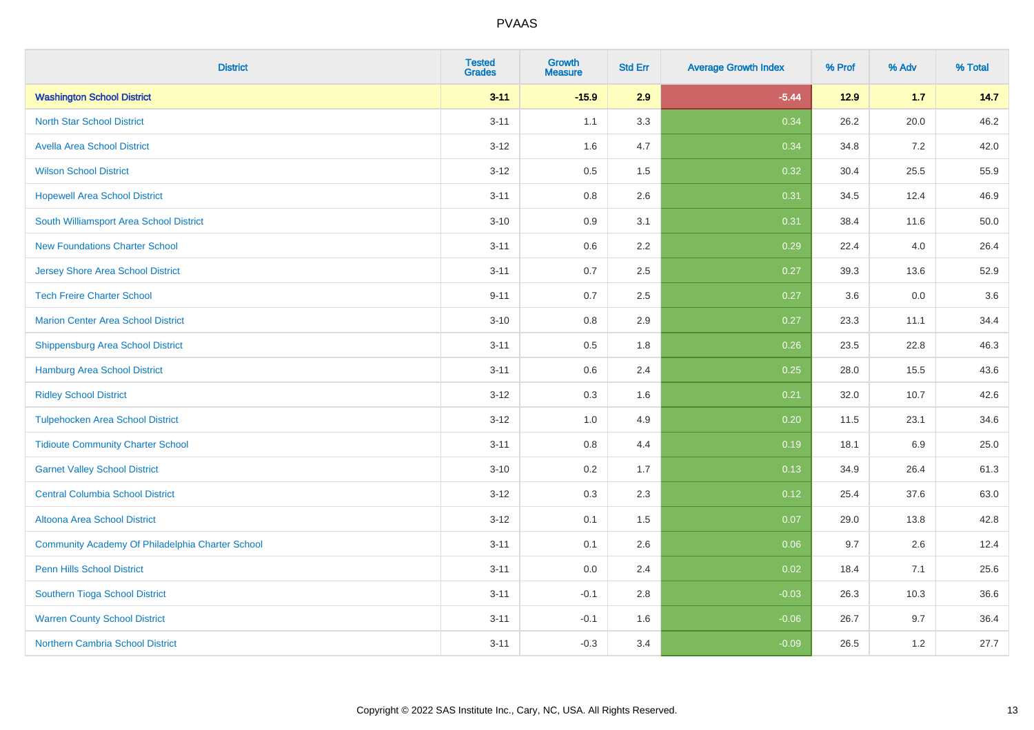PVAAS

| District | Tested Grades | Growth Measure | Std Err | Average Growth Index | % Prof | % Adv | % Total |
|---|---|---|---|---|---|---|---|
| **Washington School District** | **3-11** | **-15.9** | **2.9** | **-5.44** | **12.9** | **1.7** | **14.7** |
| North Star School District | 3-11 | 1.1 | 3.3 | 0.34 | 26.2 | 20.0 | 46.2 |
| Avella Area School District | 3-12 | 1.6 | 4.7 | 0.34 | 34.8 | 7.2 | 42.0 |
| Wilson School District | 3-12 | 0.5 | 1.5 | 0.32 | 30.4 | 25.5 | 55.9 |
| Hopewell Area School District | 3-11 | 0.8 | 2.6 | 0.31 | 34.5 | 12.4 | 46.9 |
| South Williamsport Area School District | 3-10 | 0.9 | 3.1 | 0.31 | 38.4 | 11.6 | 50.0 |
| New Foundations Charter School | 3-11 | 0.6 | 2.2 | 0.29 | 22.4 | 4.0 | 26.4 |
| Jersey Shore Area School District | 3-11 | 0.7 | 2.5 | 0.27 | 39.3 | 13.6 | 52.9 |
| Tech Freire Charter School | 9-11 | 0.7 | 2.5 | 0.27 | 3.6 | 0.0 | 3.6 |
| Marion Center Area School District | 3-10 | 0.8 | 2.9 | 0.27 | 23.3 | 11.1 | 34.4 |
| Shippensburg Area School District | 3-11 | 0.5 | 1.8 | 0.26 | 23.5 | 22.8 | 46.3 |
| Hamburg Area School District | 3-11 | 0.6 | 2.4 | 0.25 | 28.0 | 15.5 | 43.6 |
| Ridley School District | 3-12 | 0.3 | 1.6 | 0.21 | 32.0 | 10.7 | 42.6 |
| Tulpehocken Area School District | 3-12 | 1.0 | 4.9 | 0.20 | 11.5 | 23.1 | 34.6 |
| Tidioute Community Charter School | 3-11 | 0.8 | 4.4 | 0.19 | 18.1 | 6.9 | 25.0 |
| Garnet Valley School District | 3-10 | 0.2 | 1.7 | 0.13 | 34.9 | 26.4 | 61.3 |
| Central Columbia School District | 3-12 | 0.3 | 2.3 | 0.12 | 25.4 | 37.6 | 63.0 |
| Altoona Area School District | 3-12 | 0.1 | 1.5 | 0.07 | 29.0 | 13.8 | 42.8 |
| Community Academy Of Philadelphia Charter School | 3-11 | 0.1 | 2.6 | 0.06 | 9.7 | 2.6 | 12.4 |
| Penn Hills School District | 3-11 | 0.0 | 2.4 | 0.02 | 18.4 | 7.1 | 25.6 |
| Southern Tioga School District | 3-11 | -0.1 | 2.8 | -0.03 | 26.3 | 10.3 | 36.6 |
| Warren County School District | 3-11 | -0.1 | 1.6 | -0.06 | 26.7 | 9.7 | 36.4 |
| Northern Cambria School District | 3-11 | -0.3 | 3.4 | -0.09 | 26.5 | 1.2 | 27.7 |

Copyright © 2022 SAS Institute Inc., Cary, NC, USA. All Rights Reserved.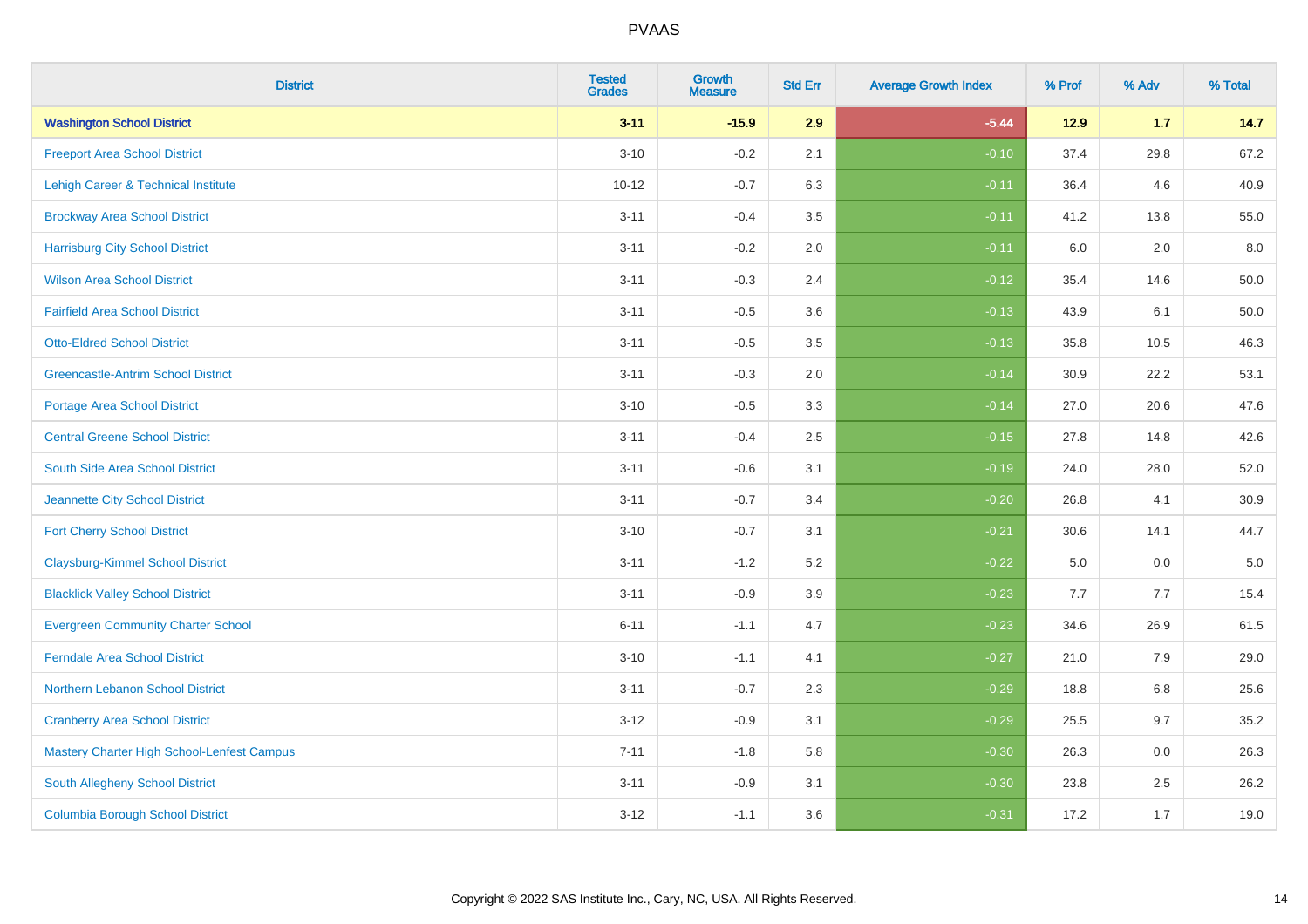| District | Tested Grades | Growth Measure | Std Err | Average Growth Index | % Prof | % Adv | % Total |
|---|---|---|---|---|---|---|---|
| **Washington School District** | **3-11** | **-15.9** | **2.9** | **-5.44** | **12.9** | **1.7** | **14.7** |
| Freeport Area School District | 3-10 | -0.2 | 2.1 | -0.10 | 37.4 | 29.8 | 67.2 |
| Lehigh Career & Technical Institute | 10-12 | -0.7 | 6.3 | -0.11 | 36.4 | 4.6 | 40.9 |
| Brockway Area School District | 3-11 | -0.4 | 3.5 | -0.11 | 41.2 | 13.8 | 55.0 |
| Harrisburg City School District | 3-11 | -0.2 | 2.0 | -0.11 | 6.0 | 2.0 | 8.0 |
| Wilson Area School District | 3-11 | -0.3 | 2.4 | -0.12 | 35.4 | 14.6 | 50.0 |
| Fairfield Area School District | 3-11 | -0.5 | 3.6 | -0.13 | 43.9 | 6.1 | 50.0 |
| Otto-Eldred School District | 3-11 | -0.5 | 3.5 | -0.13 | 35.8 | 10.5 | 46.3 |
| Greencastle-Antrim School District | 3-11 | -0.3 | 2.0 | -0.14 | 30.9 | 22.2 | 53.1 |
| Portage Area School District | 3-10 | -0.5 | 3.3 | -0.14 | 27.0 | 20.6 | 47.6 |
| Central Greene School District | 3-11 | -0.4 | 2.5 | -0.15 | 27.8 | 14.8 | 42.6 |
| South Side Area School District | 3-11 | -0.6 | 3.1 | -0.19 | 24.0 | 28.0 | 52.0 |
| Jeannette City School District | 3-11 | -0.7 | 3.4 | -0.20 | 26.8 | 4.1 | 30.9 |
| Fort Cherry School District | 3-10 | -0.7 | 3.1 | -0.21 | 30.6 | 14.1 | 44.7 |
| Claysburg-Kimmel School District | 3-11 | -1.2 | 5.2 | -0.22 | 5.0 | 0.0 | 5.0 |
| Blacklick Valley School District | 3-11 | -0.9 | 3.9 | -0.23 | 7.7 | 7.7 | 15.4 |
| Evergreen Community Charter School | 6-11 | -1.1 | 4.7 | -0.23 | 34.6 | 26.9 | 61.5 |
| Ferndale Area School District | 3-10 | -1.1 | 4.1 | -0.27 | 21.0 | 7.9 | 29.0 |
| Northern Lebanon School District | 3-11 | -0.7 | 2.3 | -0.29 | 18.8 | 6.8 | 25.6 |
| Cranberry Area School District | 3-12 | -0.9 | 3.1 | -0.29 | 25.5 | 9.7 | 35.2 |
| Mastery Charter High School-Lenfest Campus | 7-11 | -1.8 | 5.8 | -0.30 | 26.3 | 0.0 | 26.3 |
| South Allegheny School District | 3-11 | -0.9 | 3.1 | -0.30 | 23.8 | 2.5 | 26.2 |
| Columbia Borough School District | 3-12 | -1.1 | 3.6 | -0.31 | 17.2 | 1.7 | 19.0 |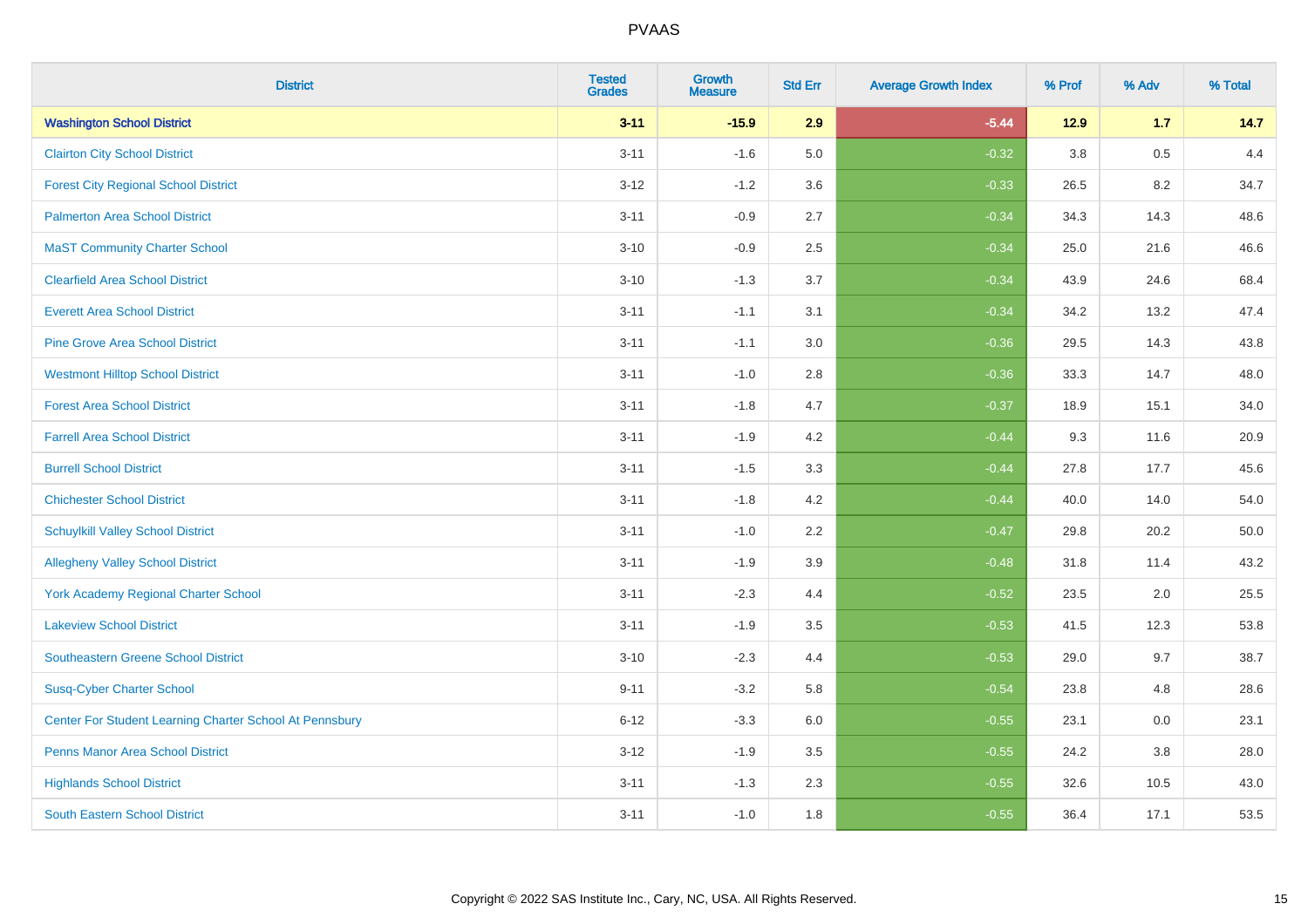| District | Tested Grades | Growth Measure | Std Err | Average Growth Index | % Prof | % Adv | % Total |
|---|---|---|---|---|---|---|---|
| **Washington School District** | **3-11** | **-15.9** | **2.9** | **-5.44** | **12.9** | **1.7** | **14.7** |
| Clairton City School District | 3-11 | -1.6 | 5.0 | -0.32 | 3.8 | 0.5 | 4.4 |
| Forest City Regional School District | 3-12 | -1.2 | 3.6 | -0.33 | 26.5 | 8.2 | 34.7 |
| Palmerton Area School District | 3-11 | -0.9 | 2.7 | -0.34 | 34.3 | 14.3 | 48.6 |
| MaST Community Charter School | 3-10 | -0.9 | 2.5 | -0.34 | 25.0 | 21.6 | 46.6 |
| Clearfield Area School District | 3-10 | -1.3 | 3.7 | -0.34 | 43.9 | 24.6 | 68.4 |
| Everett Area School District | 3-11 | -1.1 | 3.1 | -0.34 | 34.2 | 13.2 | 47.4 |
| Pine Grove Area School District | 3-11 | -1.1 | 3.0 | -0.36 | 29.5 | 14.3 | 43.8 |
| Westmont Hilltop School District | 3-11 | -1.0 | 2.8 | -0.36 | 33.3 | 14.7 | 48.0 |
| Forest Area School District | 3-11 | -1.8 | 4.7 | -0.37 | 18.9 | 15.1 | 34.0 |
| Farrell Area School District | 3-11 | -1.9 | 4.2 | -0.44 | 9.3 | 11.6 | 20.9 |
| Burrell School District | 3-11 | -1.5 | 3.3 | -0.44 | 27.8 | 17.7 | 45.6 |
| Chichester School District | 3-11 | -1.8 | 4.2 | -0.44 | 40.0 | 14.0 | 54.0 |
| Schuylkill Valley School District | 3-11 | -1.0 | 2.2 | -0.47 | 29.8 | 20.2 | 50.0 |
| Allegheny Valley School District | 3-11 | -1.9 | 3.9 | -0.48 | 31.8 | 11.4 | 43.2 |
| York Academy Regional Charter School | 3-11 | -2.3 | 4.4 | -0.52 | 23.5 | 2.0 | 25.5 |
| Lakeview School District | 3-11 | -1.9 | 3.5 | -0.53 | 41.5 | 12.3 | 53.8 |
| Southeastern Greene School District | 3-10 | -2.3 | 4.4 | -0.53 | 29.0 | 9.7 | 38.7 |
| Susq-Cyber Charter School | 9-11 | -3.2 | 5.8 | -0.54 | 23.8 | 4.8 | 28.6 |
| Center For Student Learning Charter School At Pennsbury | 6-12 | -3.3 | 6.0 | -0.55 | 23.1 | 0.0 | 23.1 |
| Penns Manor Area School District | 3-12 | -1.9 | 3.5 | -0.55 | 24.2 | 3.8 | 28.0 |
| Highlands School District | 3-11 | -1.3 | 2.3 | -0.55 | 32.6 | 10.5 | 43.0 |
| South Eastern School District | 3-11 | -1.0 | 1.8 | -0.55 | 36.4 | 17.1 | 53.5 |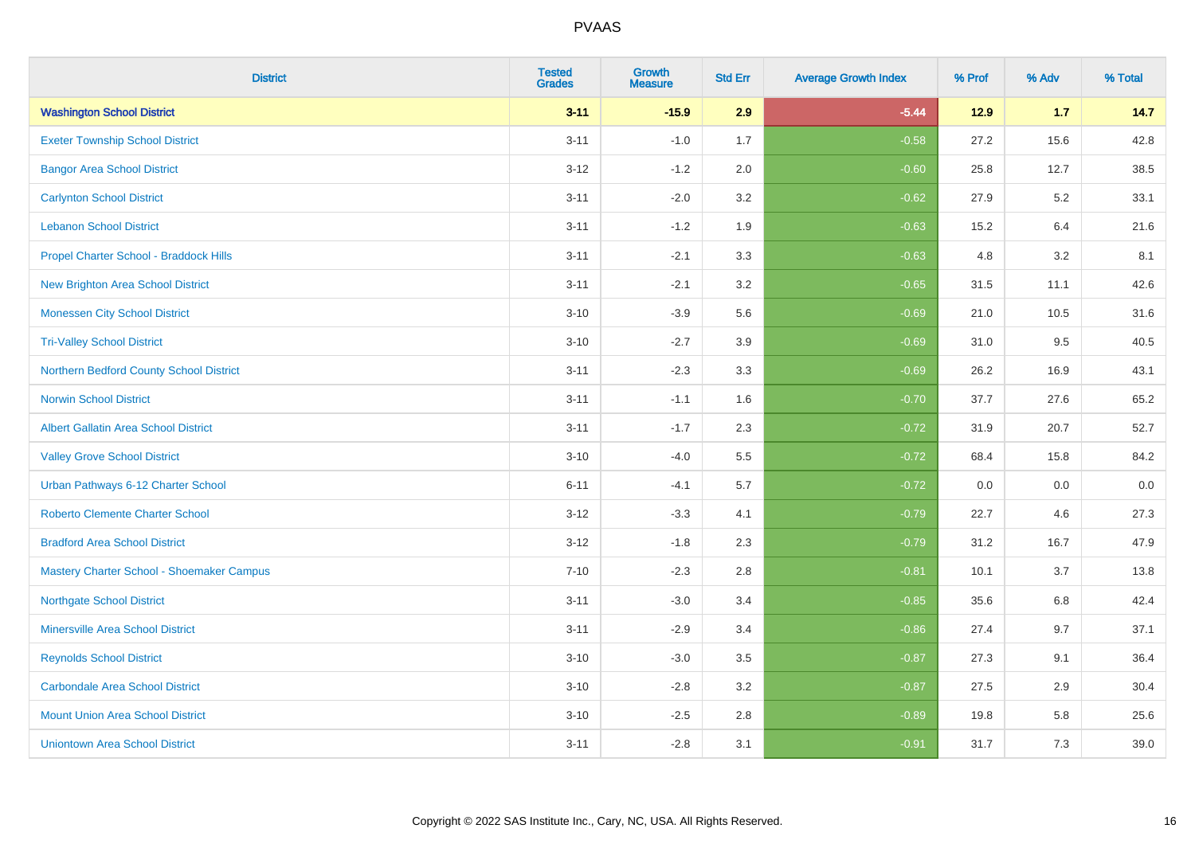# PVAAS

| District | Tested Grades | Growth Measure | Std Err | Average Growth Index | % Prof | % Adv | % Total |
|---|---|---|---|---|---|---|---|
| **Washington School District** | **3-11** | **-15.9** | **2.9** | **-5.44** | **12.9** | **1.7** | **14.7** |
| Exeter Township School District | 3-11 | -1.0 | 1.7 | -0.58 | 27.2 | 15.6 | 42.8 |
| Bangor Area School District | 3-12 | -1.2 | 2.0 | -0.60 | 25.8 | 12.7 | 38.5 |
| Carlynton School District | 3-11 | -2.0 | 3.2 | -0.62 | 27.9 | 5.2 | 33.1 |
| Lebanon School District | 3-11 | -1.2 | 1.9 | -0.63 | 15.2 | 6.4 | 21.6 |
| Propel Charter School - Braddock Hills | 3-11 | -2.1 | 3.3 | -0.63 | 4.8 | 3.2 | 8.1 |
| New Brighton Area School District | 3-11 | -2.1 | 3.2 | -0.65 | 31.5 | 11.1 | 42.6 |
| Monessen City School District | 3-10 | -3.9 | 5.6 | -0.69 | 21.0 | 10.5 | 31.6 |
| Tri-Valley School District | 3-10 | -2.7 | 3.9 | -0.69 | 31.0 | 9.5 | 40.5 |
| Northern Bedford County School District | 3-11 | -2.3 | 3.3 | -0.69 | 26.2 | 16.9 | 43.1 |
| Norwin School District | 3-11 | -1.1 | 1.6 | -0.70 | 37.7 | 27.6 | 65.2 |
| Albert Gallatin Area School District | 3-11 | -1.7 | 2.3 | -0.72 | 31.9 | 20.7 | 52.7 |
| Valley Grove School District | 3-10 | -4.0 | 5.5 | -0.72 | 68.4 | 15.8 | 84.2 |
| Urban Pathways 6-12 Charter School | 6-11 | -4.1 | 5.7 | -0.72 | 0.0 | 0.0 | 0.0 |
| Roberto Clemente Charter School | 3-12 | -3.3 | 4.1 | -0.79 | 22.7 | 4.6 | 27.3 |
| Bradford Area School District | 3-12 | -1.8 | 2.3 | -0.79 | 31.2 | 16.7 | 47.9 |
| Mastery Charter School - Shoemaker Campus | 7-10 | -2.3 | 2.8 | -0.81 | 10.1 | 3.7 | 13.8 |
| Northgate School District | 3-11 | -3.0 | 3.4 | -0.85 | 35.6 | 6.8 | 42.4 |
| Minersville Area School District | 3-11 | -2.9 | 3.4 | -0.86 | 27.4 | 9.7 | 37.1 |
| Reynolds School District | 3-10 | -3.0 | 3.5 | -0.87 | 27.3 | 9.1 | 36.4 |
| Carbondale Area School District | 3-10 | -2.8 | 3.2 | -0.87 | 27.5 | 2.9 | 30.4 |
| Mount Union Area School District | 3-10 | -2.5 | 2.8 | -0.89 | 19.8 | 5.8 | 25.6 |
| Uniontown Area School District | 3-11 | -2.8 | 3.1 | -0.91 | 31.7 | 7.3 | 39.0 |

Copyright © 2022 SAS Institute Inc., Cary, NC, USA. All Rights Reserved.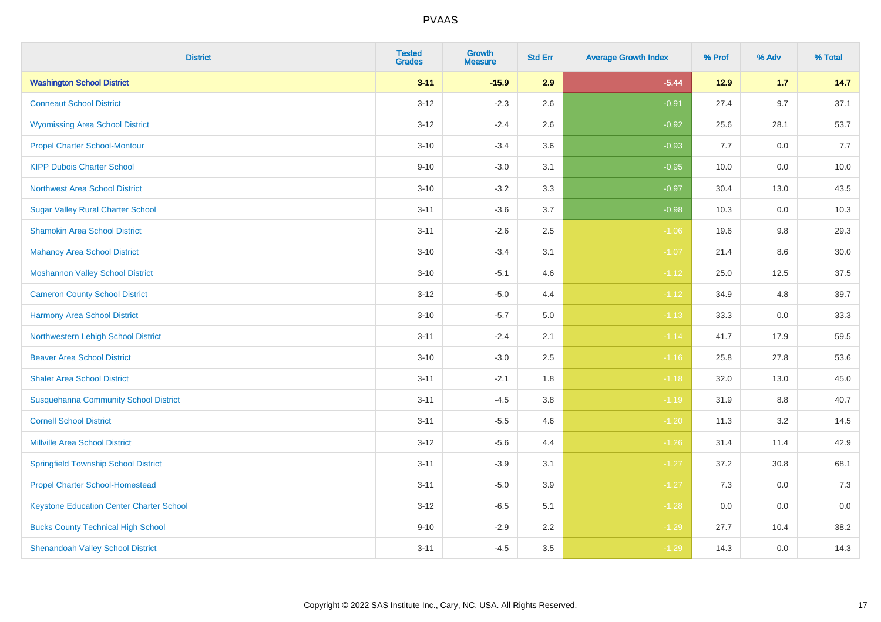# PVAAS

| District | Tested Grades | Growth Measure | Std Err | Average Growth Index | % Prof | % Adv | % Total |
|---|---|---|---|---|---|---|---|
| **Washington School District** | **3-11** | **-15.9** | **2.9** | **-5.44** | **12.9** | **1.7** | **14.7** |
| Conneaut School District | 3-12 | -2.3 | 2.6 | -0.91 | 27.4 | 9.7 | 37.1 |
| Wyomissing Area School District | 3-12 | -2.4 | 2.6 | -0.92 | 25.6 | 28.1 | 53.7 |
| Propel Charter School-Montour | 3-10 | -3.4 | 3.6 | -0.93 | 7.7 | 0.0 | 7.7 |
| KIPP Dubois Charter School | 9-10 | -3.0 | 3.1 | -0.95 | 10.0 | 0.0 | 10.0 |
| Northwest Area School District | 3-10 | -3.2 | 3.3 | -0.97 | 30.4 | 13.0 | 43.5 |
| Sugar Valley Rural Charter School | 3-11 | -3.6 | 3.7 | -0.98 | 10.3 | 0.0 | 10.3 |
| Shamokin Area School District | 3-11 | -2.6 | 2.5 | -1.06 | 19.6 | 9.8 | 29.3 |
| Mahanoy Area School District | 3-10 | -3.4 | 3.1 | -1.07 | 21.4 | 8.6 | 30.0 |
| Moshannon Valley School District | 3-10 | -5.1 | 4.6 | -1.12 | 25.0 | 12.5 | 37.5 |
| Cameron County School District | 3-12 | -5.0 | 4.4 | -1.12 | 34.9 | 4.8 | 39.7 |
| Harmony Area School District | 3-10 | -5.7 | 5.0 | -1.13 | 33.3 | 0.0 | 33.3 |
| Northwestern Lehigh School District | 3-11 | -2.4 | 2.1 | -1.14 | 41.7 | 17.9 | 59.5 |
| Beaver Area School District | 3-10 | -3.0 | 2.5 | -1.16 | 25.8 | 27.8 | 53.6 |
| Shaler Area School District | 3-11 | -2.1 | 1.8 | -1.18 | 32.0 | 13.0 | 45.0 |
| Susquehanna Community School District | 3-11 | -4.5 | 3.8 | -1.19 | 31.9 | 8.8 | 40.7 |
| Cornell School District | 3-11 | -5.5 | 4.6 | -1.20 | 11.3 | 3.2 | 14.5 |
| Millville Area School District | 3-12 | -5.6 | 4.4 | -1.26 | 31.4 | 11.4 | 42.9 |
| Springfield Township School District | 3-11 | -3.9 | 3.1 | -1.27 | 37.2 | 30.8 | 68.1 |
| Propel Charter School-Homestead | 3-11 | -5.0 | 3.9 | -1.27 | 7.3 | 0.0 | 7.3 |
| Keystone Education Center Charter School | 3-12 | -6.5 | 5.1 | -1.28 | 0.0 | 0.0 | 0.0 |
| Bucks County Technical High School | 9-10 | -2.9 | 2.2 | -1.29 | 27.7 | 10.4 | 38.2 |
| Shenandoah Valley School District | 3-11 | -4.5 | 3.5 | -1.29 | 14.3 | 0.0 | 14.3 |

Copyright © 2022 SAS Institute Inc., Cary, NC, USA. All Rights Reserved.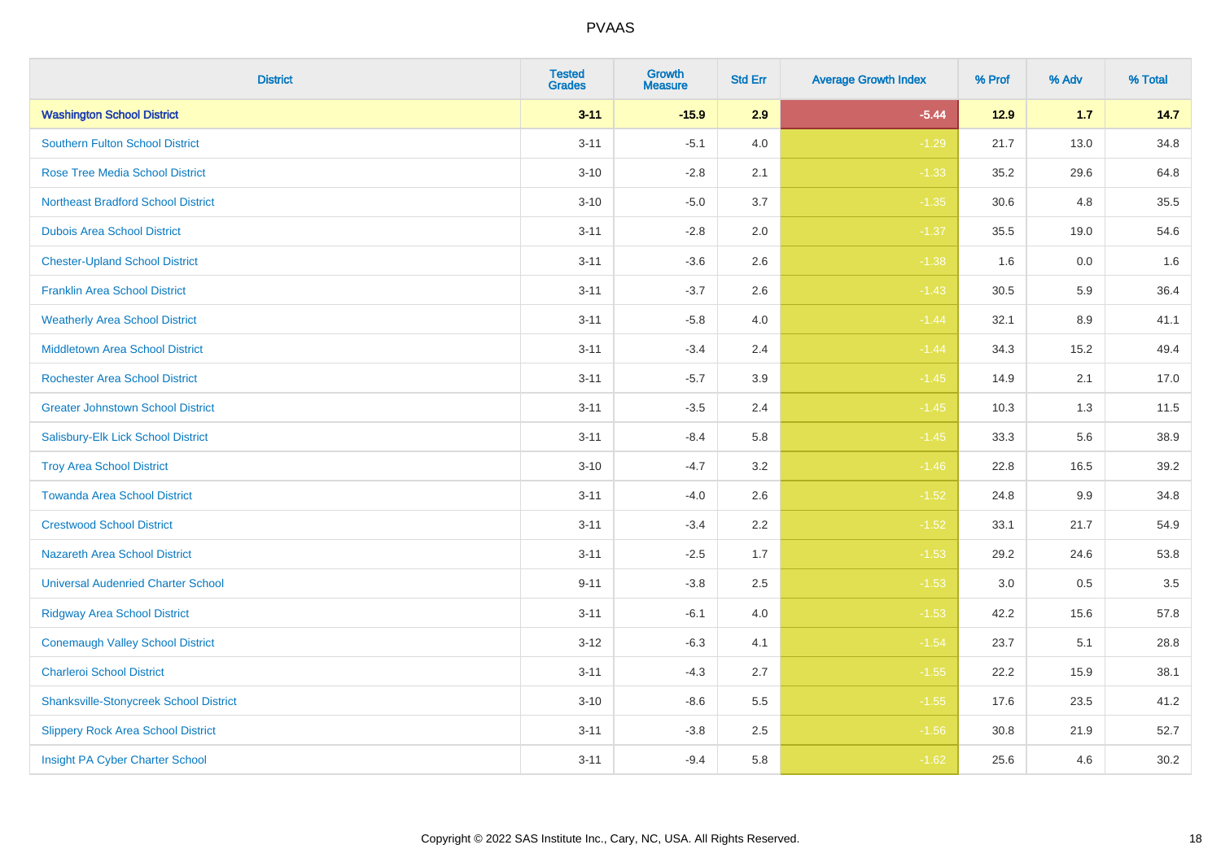PVAAS

| District | Tested Grades | Growth Measure | Std Err | Average Growth Index | % Prof | % Adv | % Total |
|---|---|---|---|---|---|---|---|
| **Washington School District** | **3-11** | **-15.9** | **2.9** | **-5.44** | **12.9** | **1.7** | **14.7** |
| Southern Fulton School District | 3-11 | -5.1 | 4.0 | -1.29 | 21.7 | 13.0 | 34.8 |
| Rose Tree Media School District | 3-10 | -2.8 | 2.1 | -1.33 | 35.2 | 29.6 | 64.8 |
| Northeast Bradford School District | 3-10 | -5.0 | 3.7 | -1.35 | 30.6 | 4.8 | 35.5 |
| Dubois Area School District | 3-11 | -2.8 | 2.0 | -1.37 | 35.5 | 19.0 | 54.6 |
| Chester-Upland School District | 3-11 | -3.6 | 2.6 | -1.38 | 1.6 | 0.0 | 1.6 |
| Franklin Area School District | 3-11 | -3.7 | 2.6 | -1.43 | 30.5 | 5.9 | 36.4 |
| Weatherly Area School District | 3-11 | -5.8 | 4.0 | -1.44 | 32.1 | 8.9 | 41.1 |
| Middletown Area School District | 3-11 | -3.4 | 2.4 | -1.44 | 34.3 | 15.2 | 49.4 |
| Rochester Area School District | 3-11 | -5.7 | 3.9 | -1.45 | 14.9 | 2.1 | 17.0 |
| Greater Johnstown School District | 3-11 | -3.5 | 2.4 | -1.45 | 10.3 | 1.3 | 11.5 |
| Salisbury-Elk Lick School District | 3-11 | -8.4 | 5.8 | -1.45 | 33.3 | 5.6 | 38.9 |
| Troy Area School District | 3-10 | -4.7 | 3.2 | -1.46 | 22.8 | 16.5 | 39.2 |
| Towanda Area School District | 3-11 | -4.0 | 2.6 | -1.52 | 24.8 | 9.9 | 34.8 |
| Crestwood School District | 3-11 | -3.4 | 2.2 | -1.52 | 33.1 | 21.7 | 54.9 |
| Nazareth Area School District | 3-11 | -2.5 | 1.7 | -1.53 | 29.2 | 24.6 | 53.8 |
| Universal Audenried Charter School | 9-11 | -3.8 | 2.5 | -1.53 | 3.0 | 0.5 | 3.5 |
| Ridgway Area School District | 3-11 | -6.1 | 4.0 | -1.53 | 42.2 | 15.6 | 57.8 |
| Conemaugh Valley School District | 3-12 | -6.3 | 4.1 | -1.54 | 23.7 | 5.1 | 28.8 |
| Charleroi School District | 3-11 | -4.3 | 2.7 | -1.55 | 22.2 | 15.9 | 38.1 |
| Shanksville-Stonycreek School District | 3-10 | -8.6 | 5.5 | -1.55 | 17.6 | 23.5 | 41.2 |
| Slippery Rock Area School District | 3-11 | -3.8 | 2.5 | -1.56 | 30.8 | 21.9 | 52.7 |
| Insight PA Cyber Charter School | 3-11 | -9.4 | 5.8 | -1.62 | 25.6 | 4.6 | 30.2 |

Copyright © 2022 SAS Institute Inc., Cary, NC, USA. All Rights Reserved.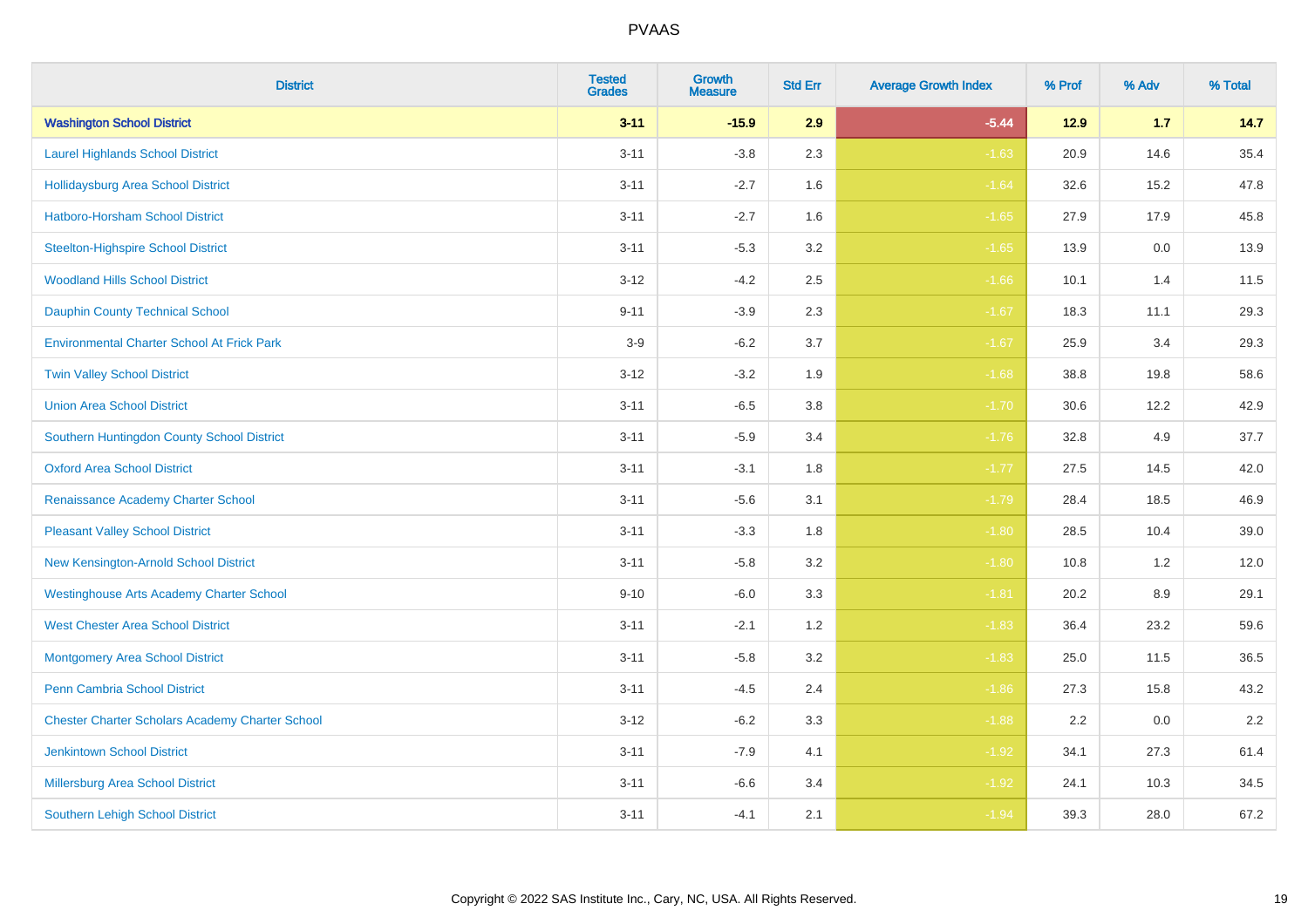# PVAAS

| District | Tested Grades | Growth Measure | Std Err | Average Growth Index | % Prof | % Adv | % Total |
|---|---|---|---|---|---|---|---|
| **Washington School District** | **3-11** | **-15.9** | **2.9** | **-5.44** | **12.9** | **1.7** | **14.7** |
| Laurel Highlands School District | 3-11 | -3.8 | 2.3 | -1.63 | 20.9 | 14.6 | 35.4 |
| Hollidaysburg Area School District | 3-11 | -2.7 | 1.6 | -1.64 | 32.6 | 15.2 | 47.8 |
| Hatboro-Horsham School District | 3-11 | -2.7 | 1.6 | -1.65 | 27.9 | 17.9 | 45.8 |
| Steelton-Highspire School District | 3-11 | -5.3 | 3.2 | -1.65 | 13.9 | 0.0 | 13.9 |
| Woodland Hills School District | 3-12 | -4.2 | 2.5 | -1.66 | 10.1 | 1.4 | 11.5 |
| Dauphin County Technical School | 9-11 | -3.9 | 2.3 | -1.67 | 18.3 | 11.1 | 29.3 |
| Environmental Charter School At Frick Park | 3-9 | -6.2 | 3.7 | -1.67 | 25.9 | 3.4 | 29.3 |
| Twin Valley School District | 3-12 | -3.2 | 1.9 | -1.68 | 38.8 | 19.8 | 58.6 |
| Union Area School District | 3-11 | -6.5 | 3.8 | -1.70 | 30.6 | 12.2 | 42.9 |
| Southern Huntingdon County School District | 3-11 | -5.9 | 3.4 | -1.76 | 32.8 | 4.9 | 37.7 |
| Oxford Area School District | 3-11 | -3.1 | 1.8 | -1.77 | 27.5 | 14.5 | 42.0 |
| Renaissance Academy Charter School | 3-11 | -5.6 | 3.1 | -1.79 | 28.4 | 18.5 | 46.9 |
| Pleasant Valley School District | 3-11 | -3.3 | 1.8 | -1.80 | 28.5 | 10.4 | 39.0 |
| New Kensington-Arnold School District | 3-11 | -5.8 | 3.2 | -1.80 | 10.8 | 1.2 | 12.0 |
| Westinghouse Arts Academy Charter School | 9-10 | -6.0 | 3.3 | -1.81 | 20.2 | 8.9 | 29.1 |
| West Chester Area School District | 3-11 | -2.1 | 1.2 | -1.83 | 36.4 | 23.2 | 59.6 |
| Montgomery Area School District | 3-11 | -5.8 | 3.2 | -1.83 | 25.0 | 11.5 | 36.5 |
| Penn Cambria School District | 3-11 | -4.5 | 2.4 | -1.86 | 27.3 | 15.8 | 43.2 |
| Chester Charter Scholars Academy Charter School | 3-12 | -6.2 | 3.3 | -1.88 | 2.2 | 0.0 | 2.2 |
| Jenkintown School District | 3-11 | -7.9 | 4.1 | -1.92 | 34.1 | 27.3 | 61.4 |
| Millersburg Area School District | 3-11 | -6.6 | 3.4 | -1.92 | 24.1 | 10.3 | 34.5 |
| Southern Lehigh School District | 3-11 | -4.1 | 2.1 | -1.94 | 39.3 | 28.0 | 67.2 |

Copyright © 2022 SAS Institute Inc., Cary, NC, USA. All Rights Reserved.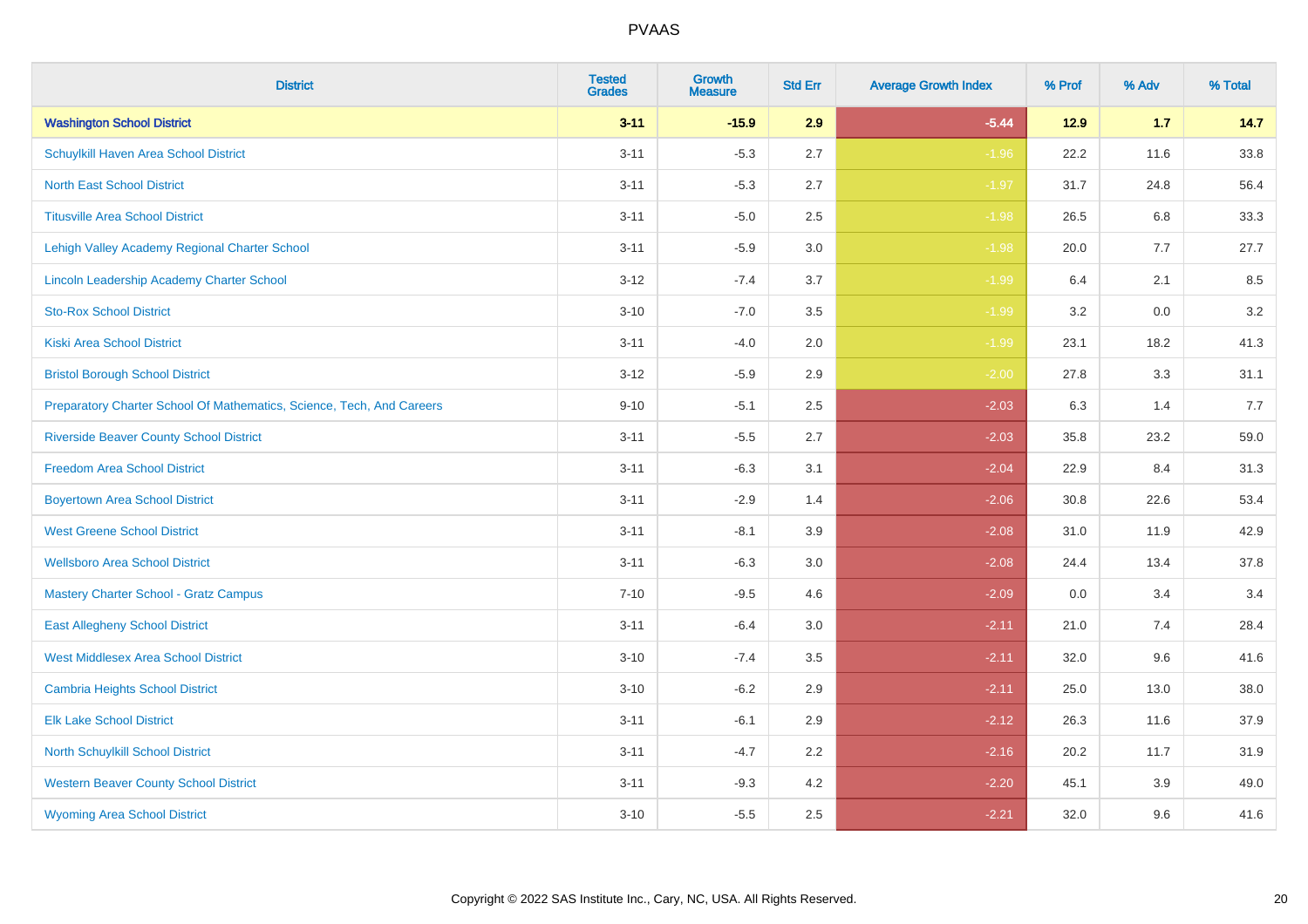| District | Tested Grades | Growth Measure | Std Err | Average Growth Index | % Prof | % Adv | % Total |
|---|---|---|---|---|---|---|---|
| **Washington School District** | **3-11** | **-15.9** | **2.9** | **-5.44** | **12.9** | **1.7** | **14.7** |
| Schuylkill Haven Area School District | 3-11 | -5.3 | 2.7 | -1.96 | 22.2 | 11.6 | 33.8 |
| North East School District | 3-11 | -5.3 | 2.7 | -1.97 | 31.7 | 24.8 | 56.4 |
| Titusville Area School District | 3-11 | -5.0 | 2.5 | -1.98 | 26.5 | 6.8 | 33.3 |
| Lehigh Valley Academy Regional Charter School | 3-11 | -5.9 | 3.0 | -1.98 | 20.0 | 7.7 | 27.7 |
| Lincoln Leadership Academy Charter School | 3-12 | -7.4 | 3.7 | -1.99 | 6.4 | 2.1 | 8.5 |
| Sto-Rox School District | 3-10 | -7.0 | 3.5 | -1.99 | 3.2 | 0.0 | 3.2 |
| Kiski Area School District | 3-11 | -4.0 | 2.0 | -1.99 | 23.1 | 18.2 | 41.3 |
| Bristol Borough School District | 3-12 | -5.9 | 2.9 | -2.00 | 27.8 | 3.3 | 31.1 |
| Preparatory Charter School Of Mathematics, Science, Tech, And Careers | 9-10 | -5.1 | 2.5 | -2.03 | 6.3 | 1.4 | 7.7 |
| Riverside Beaver County School District | 3-11 | -5.5 | 2.7 | -2.03 | 35.8 | 23.2 | 59.0 |
| Freedom Area School District | 3-11 | -6.3 | 3.1 | -2.04 | 22.9 | 8.4 | 31.3 |
| Boyertown Area School District | 3-11 | -2.9 | 1.4 | -2.06 | 30.8 | 22.6 | 53.4 |
| West Greene School District | 3-11 | -8.1 | 3.9 | -2.08 | 31.0 | 11.9 | 42.9 |
| Wellsboro Area School District | 3-11 | -6.3 | 3.0 | -2.08 | 24.4 | 13.4 | 37.8 |
| Mastery Charter School - Gratz Campus | 7-10 | -9.5 | 4.6 | -2.09 | 0.0 | 3.4 | 3.4 |
| East Allegheny School District | 3-11 | -6.4 | 3.0 | -2.11 | 21.0 | 7.4 | 28.4 |
| West Middlesex Area School District | 3-10 | -7.4 | 3.5 | -2.11 | 32.0 | 9.6 | 41.6 |
| Cambria Heights School District | 3-10 | -6.2 | 2.9 | -2.11 | 25.0 | 13.0 | 38.0 |
| Elk Lake School District | 3-11 | -6.1 | 2.9 | -2.12 | 26.3 | 11.6 | 37.9 |
| North Schuylkill School District | 3-11 | -4.7 | 2.2 | -2.16 | 20.2 | 11.7 | 31.9 |
| Western Beaver County School District | 3-11 | -9.3 | 4.2 | -2.20 | 45.1 | 3.9 | 49.0 |
| Wyoming Area School District | 3-10 | -5.5 | 2.5 | -2.21 | 32.0 | 9.6 | 41.6 |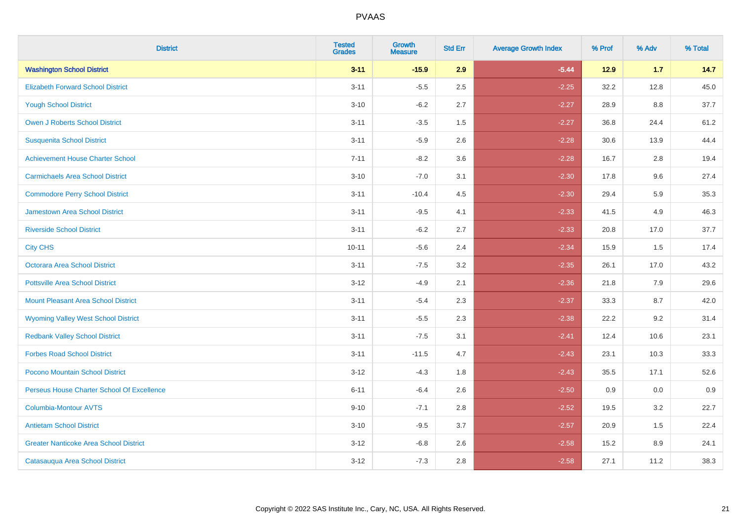# PVAAS

| District | Tested Grades | Growth Measure | Std Err | Average Growth Index | % Prof | % Adv | % Total |
|---|---|---|---|---|---|---|---|
| **Washington School District** | **3-11** | **-15.9** | **2.9** | **-5.44** | **12.9** | **1.7** | **14.7** |
| Elizabeth Forward School District | 3-11 | -5.5 | 2.5 | -2.25 | 32.2 | 12.8 | 45.0 |
| Yough School District | 3-10 | -6.2 | 2.7 | -2.27 | 28.9 | 8.8 | 37.7 |
| Owen J Roberts School District | 3-11 | -3.5 | 1.5 | -2.27 | 36.8 | 24.4 | 61.2 |
| Susquenita School District | 3-11 | -5.9 | 2.6 | -2.28 | 30.6 | 13.9 | 44.4 |
| Achievement House Charter School | 7-11 | -8.2 | 3.6 | -2.28 | 16.7 | 2.8 | 19.4 |
| Carmichaels Area School District | 3-10 | -7.0 | 3.1 | -2.30 | 17.8 | 9.6 | 27.4 |
| Commodore Perry School District | 3-11 | -10.4 | 4.5 | -2.30 | 29.4 | 5.9 | 35.3 |
| Jamestown Area School District | 3-11 | -9.5 | 4.1 | -2.33 | 41.5 | 4.9 | 46.3 |
| Riverside School District | 3-11 | -6.2 | 2.7 | -2.33 | 20.8 | 17.0 | 37.7 |
| City CHS | 10-11 | -5.6 | 2.4 | -2.34 | 15.9 | 1.5 | 17.4 |
| Octorara Area School District | 3-11 | -7.5 | 3.2 | -2.35 | 26.1 | 17.0 | 43.2 |
| Pottsville Area School District | 3-12 | -4.9 | 2.1 | -2.36 | 21.8 | 7.9 | 29.6 |
| Mount Pleasant Area School District | 3-11 | -5.4 | 2.3 | -2.37 | 33.3 | 8.7 | 42.0 |
| Wyoming Valley West School District | 3-11 | -5.5 | 2.3 | -2.38 | 22.2 | 9.2 | 31.4 |
| Redbank Valley School District | 3-11 | -7.5 | 3.1 | -2.41 | 12.4 | 10.6 | 23.1 |
| Forbes Road School District | 3-11 | -11.5 | 4.7 | -2.43 | 23.1 | 10.3 | 33.3 |
| Pocono Mountain School District | 3-12 | -4.3 | 1.8 | -2.43 | 35.5 | 17.1 | 52.6 |
| Perseus House Charter School Of Excellence | 6-11 | -6.4 | 2.6 | -2.50 | 0.9 | 0.0 | 0.9 |
| Columbia-Montour AVTS | 9-10 | -7.1 | 2.8 | -2.52 | 19.5 | 3.2 | 22.7 |
| Antietam School District | 3-10 | -9.5 | 3.7 | -2.57 | 20.9 | 1.5 | 22.4 |
| Greater Nanticoke Area School District | 3-12 | -6.8 | 2.6 | -2.58 | 15.2 | 8.9 | 24.1 |
| Catasauqua Area School District | 3-12 | -7.3 | 2.8 | -2.58 | 27.1 | 11.2 | 38.3 |

Copyright © 2022 SAS Institute Inc., Cary, NC, USA. All Rights Reserved.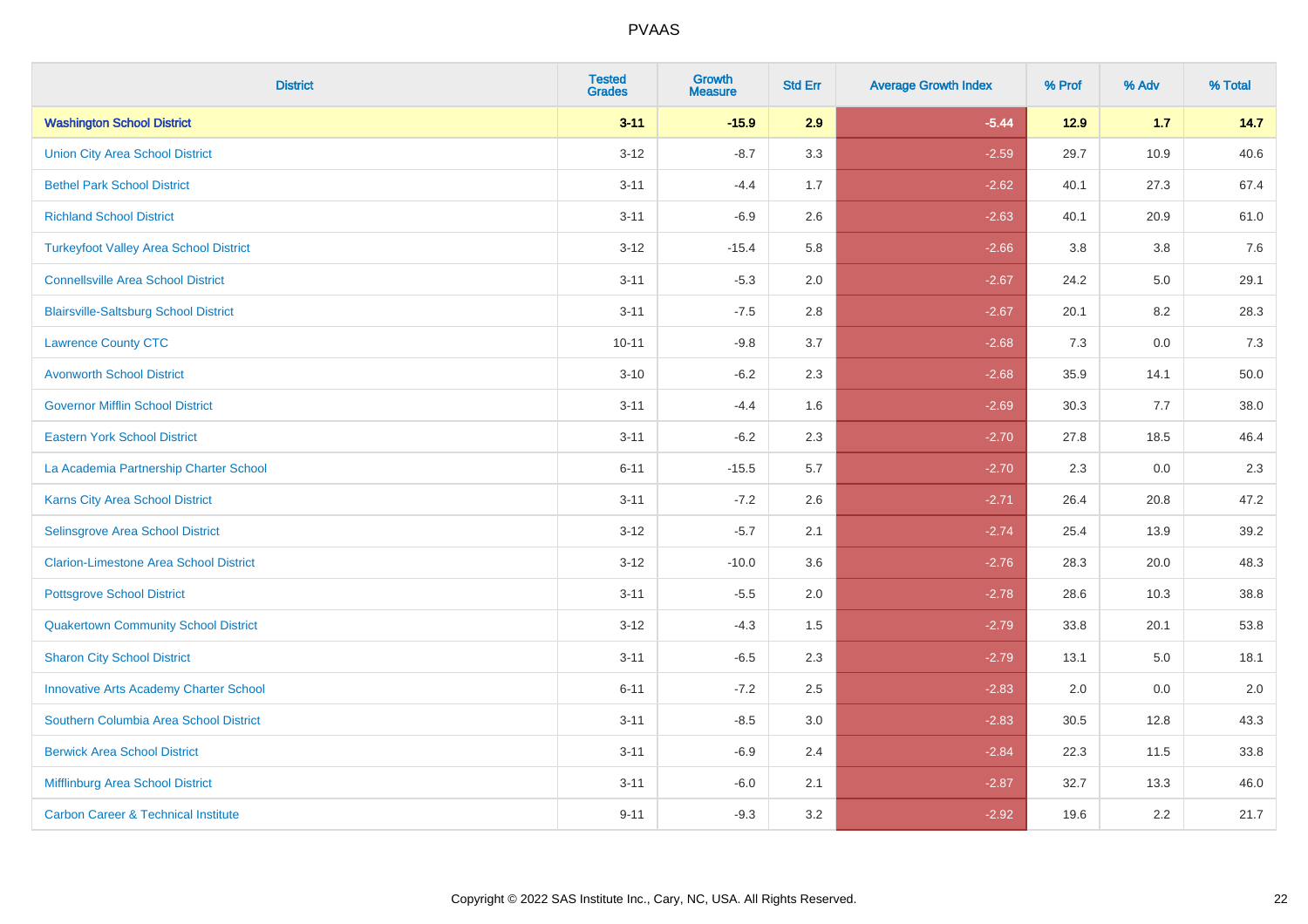# PVAAS

| District | Tested Grades | Growth Measure | Std Err | Average Growth Index | % Prof | % Adv | % Total |
|---|---|---|---|---|---|---|---|
| **Washington School District** | **3-11** | **-15.9** | **2.9** | **-5.44** | **12.9** | **1.7** | **14.7** |
| Union City Area School District | 3-12 | -8.7 | 3.3 | -2.59 | 29.7 | 10.9 | 40.6 |
| Bethel Park School District | 3-11 | -4.4 | 1.7 | -2.62 | 40.1 | 27.3 | 67.4 |
| Richland School District | 3-11 | -6.9 | 2.6 | -2.63 | 40.1 | 20.9 | 61.0 |
| Turkeyfoot Valley Area School District | 3-12 | -15.4 | 5.8 | -2.66 | 3.8 | 3.8 | 7.6 |
| Connellsville Area School District | 3-11 | -5.3 | 2.0 | -2.67 | 24.2 | 5.0 | 29.1 |
| Blairsville-Saltsburg School District | 3-11 | -7.5 | 2.8 | -2.67 | 20.1 | 8.2 | 28.3 |
| Lawrence County CTC | 10-11 | -9.8 | 3.7 | -2.68 | 7.3 | 0.0 | 7.3 |
| Avonworth School District | 3-10 | -6.2 | 2.3 | -2.68 | 35.9 | 14.1 | 50.0 |
| Governor Mifflin School District | 3-11 | -4.4 | 1.6 | -2.69 | 30.3 | 7.7 | 38.0 |
| Eastern York School District | 3-11 | -6.2 | 2.3 | -2.70 | 27.8 | 18.5 | 46.4 |
| La Academia Partnership Charter School | 6-11 | -15.5 | 5.7 | -2.70 | 2.3 | 0.0 | 2.3 |
| Karns City Area School District | 3-11 | -7.2 | 2.6 | -2.71 | 26.4 | 20.8 | 47.2 |
| Selinsgrove Area School District | 3-12 | -5.7 | 2.1 | -2.74 | 25.4 | 13.9 | 39.2 |
| Clarion-Limestone Area School District | 3-12 | -10.0 | 3.6 | -2.76 | 28.3 | 20.0 | 48.3 |
| Pottsgrove School District | 3-11 | -5.5 | 2.0 | -2.78 | 28.6 | 10.3 | 38.8 |
| Quakertown Community School District | 3-12 | -4.3 | 1.5 | -2.79 | 33.8 | 20.1 | 53.8 |
| Sharon City School District | 3-11 | -6.5 | 2.3 | -2.79 | 13.1 | 5.0 | 18.1 |
| Innovative Arts Academy Charter School | 6-11 | -7.2 | 2.5 | -2.83 | 2.0 | 0.0 | 2.0 |
| Southern Columbia Area School District | 3-11 | -8.5 | 3.0 | -2.83 | 30.5 | 12.8 | 43.3 |
| Berwick Area School District | 3-11 | -6.9 | 2.4 | -2.84 | 22.3 | 11.5 | 33.8 |
| Mifflinburg Area School District | 3-11 | -6.0 | 2.1 | -2.87 | 32.7 | 13.3 | 46.0 |
| Carbon Career & Technical Institute | 9-11 | -9.3 | 3.2 | -2.92 | 19.6 | 2.2 | 21.7 |

Copyright © 2022 SAS Institute Inc., Cary, NC, USA. All Rights Reserved.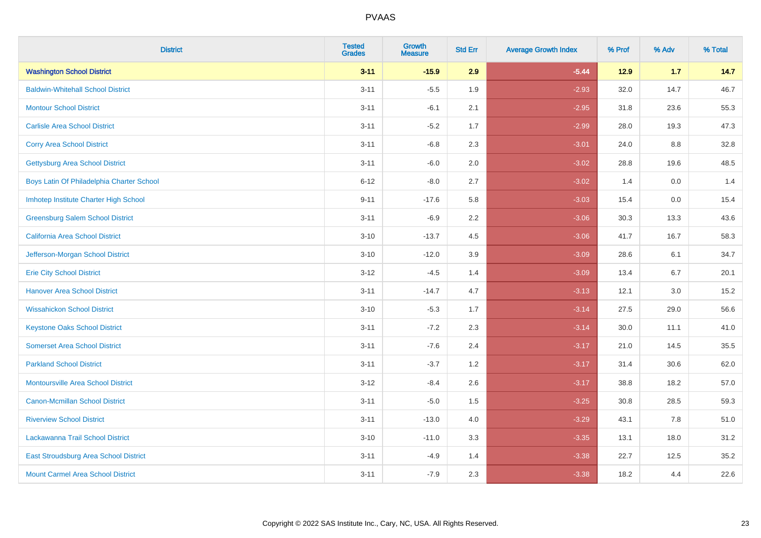# PVAAS

| District | Tested Grades | Growth Measure | Std Err | Average Growth Index | % Prof | % Adv | % Total |
|---|---|---|---|---|---|---|---|
| **Washington School District** | **3-11** | **-15.9** | **2.9** | **-5.44** | **12.9** | **1.7** | **14.7** |
| Baldwin-Whitehall School District | 3-11 | -5.5 | 1.9 | -2.93 | 32.0 | 14.7 | 46.7 |
| Montour School District | 3-11 | -6.1 | 2.1 | -2.95 | 31.8 | 23.6 | 55.3 |
| Carlisle Area School District | 3-11 | -5.2 | 1.7 | -2.99 | 28.0 | 19.3 | 47.3 |
| Corry Area School District | 3-11 | -6.8 | 2.3 | -3.01 | 24.0 | 8.8 | 32.8 |
| Gettysburg Area School District | 3-11 | -6.0 | 2.0 | -3.02 | 28.8 | 19.6 | 48.5 |
| Boys Latin Of Philadelphia Charter School | 6-12 | -8.0 | 2.7 | -3.02 | 1.4 | 0.0 | 1.4 |
| Imhotep Institute Charter High School | 9-11 | -17.6 | 5.8 | -3.03 | 15.4 | 0.0 | 15.4 |
| Greensburg Salem School District | 3-11 | -6.9 | 2.2 | -3.06 | 30.3 | 13.3 | 43.6 |
| California Area School District | 3-10 | -13.7 | 4.5 | -3.06 | 41.7 | 16.7 | 58.3 |
| Jefferson-Morgan School District | 3-10 | -12.0 | 3.9 | -3.09 | 28.6 | 6.1 | 34.7 |
| Erie City School District | 3-12 | -4.5 | 1.4 | -3.09 | 13.4 | 6.7 | 20.1 |
| Hanover Area School District | 3-11 | -14.7 | 4.7 | -3.13 | 12.1 | 3.0 | 15.2 |
| Wissahickon School District | 3-10 | -5.3 | 1.7 | -3.14 | 27.5 | 29.0 | 56.6 |
| Keystone Oaks School District | 3-11 | -7.2 | 2.3 | -3.14 | 30.0 | 11.1 | 41.0 |
| Somerset Area School District | 3-11 | -7.6 | 2.4 | -3.17 | 21.0 | 14.5 | 35.5 |
| Parkland School District | 3-11 | -3.7 | 1.2 | -3.17 | 31.4 | 30.6 | 62.0 |
| Montoursville Area School District | 3-12 | -8.4 | 2.6 | -3.17 | 38.8 | 18.2 | 57.0 |
| Canon-Mcmillan School District | 3-11 | -5.0 | 1.5 | -3.25 | 30.8 | 28.5 | 59.3 |
| Riverview School District | 3-11 | -13.0 | 4.0 | -3.29 | 43.1 | 7.8 | 51.0 |
| Lackawanna Trail School District | 3-10 | -11.0 | 3.3 | -3.35 | 13.1 | 18.0 | 31.2 |
| East Stroudsburg Area School District | 3-11 | -4.9 | 1.4 | -3.38 | 22.7 | 12.5 | 35.2 |
| Mount Carmel Area School District | 3-11 | -7.9 | 2.3 | -3.38 | 18.2 | 4.4 | 22.6 |

Copyright © 2022 SAS Institute Inc., Cary, NC, USA. All Rights Reserved.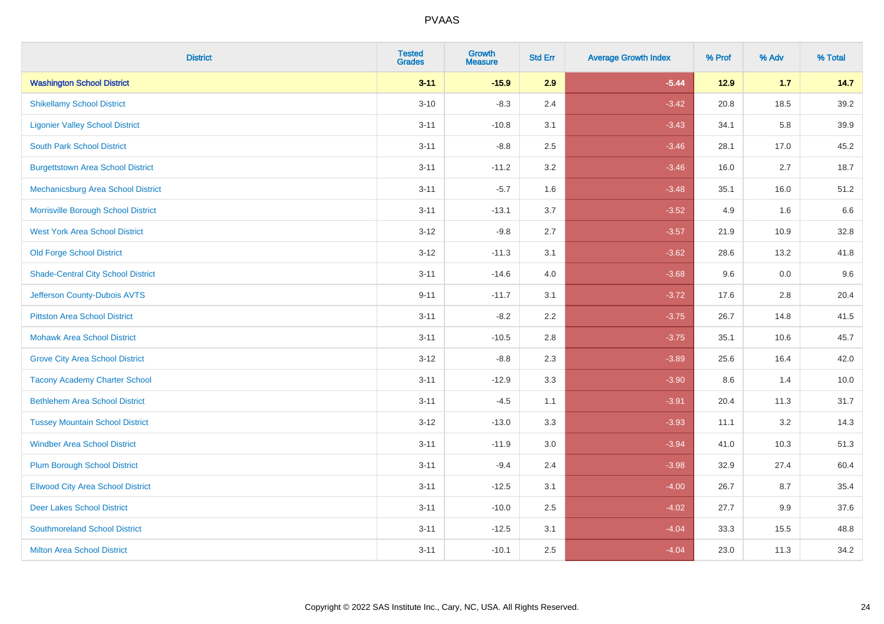# PVAAS

| District | Tested Grades | Growth Measure | Std Err | Average Growth Index | % Prof | % Adv | % Total |
|---|---|---|---|---|---|---|---|
| **Washington School District** | **3-11** | **-15.9** | **2.9** | **-5.44** | **12.9** | **1.7** | **14.7** |
| Shikellamy School District | 3-10 | -8.3 | 2.4 | -3.42 | 20.8 | 18.5 | 39.2 |
| Ligonier Valley School District | 3-11 | -10.8 | 3.1 | -3.43 | 34.1 | 5.8 | 39.9 |
| South Park School District | 3-11 | -8.8 | 2.5 | -3.46 | 28.1 | 17.0 | 45.2 |
| Burgettstown Area School District | 3-11 | -11.2 | 3.2 | -3.46 | 16.0 | 2.7 | 18.7 |
| Mechanicsburg Area School District | 3-11 | -5.7 | 1.6 | -3.48 | 35.1 | 16.0 | 51.2 |
| Morrisville Borough School District | 3-11 | -13.1 | 3.7 | -3.52 | 4.9 | 1.6 | 6.6 |
| West York Area School District | 3-12 | -9.8 | 2.7 | -3.57 | 21.9 | 10.9 | 32.8 |
| Old Forge School District | 3-12 | -11.3 | 3.1 | -3.62 | 28.6 | 13.2 | 41.8 |
| Shade-Central City School District | 3-11 | -14.6 | 4.0 | -3.68 | 9.6 | 0.0 | 9.6 |
| Jefferson County-Dubois AVTS | 9-11 | -11.7 | 3.1 | -3.72 | 17.6 | 2.8 | 20.4 |
| Pittston Area School District | 3-11 | -8.2 | 2.2 | -3.75 | 26.7 | 14.8 | 41.5 |
| Mohawk Area School District | 3-11 | -10.5 | 2.8 | -3.75 | 35.1 | 10.6 | 45.7 |
| Grove City Area School District | 3-12 | -8.8 | 2.3 | -3.89 | 25.6 | 16.4 | 42.0 |
| Tacony Academy Charter School | 3-11 | -12.9 | 3.3 | -3.90 | 8.6 | 1.4 | 10.0 |
| Bethlehem Area School District | 3-11 | -4.5 | 1.1 | -3.91 | 20.4 | 11.3 | 31.7 |
| Tussey Mountain School District | 3-12 | -13.0 | 3.3 | -3.93 | 11.1 | 3.2 | 14.3 |
| Windber Area School District | 3-11 | -11.9 | 3.0 | -3.94 | 41.0 | 10.3 | 51.3 |
| Plum Borough School District | 3-11 | -9.4 | 2.4 | -3.98 | 32.9 | 27.4 | 60.4 |
| Ellwood City Area School District | 3-11 | -12.5 | 3.1 | -4.00 | 26.7 | 8.7 | 35.4 |
| Deer Lakes School District | 3-11 | -10.0 | 2.5 | -4.02 | 27.7 | 9.9 | 37.6 |
| Southmoreland School District | 3-11 | -12.5 | 3.1 | -4.04 | 33.3 | 15.5 | 48.8 |
| Milton Area School District | 3-11 | -10.1 | 2.5 | -4.04 | 23.0 | 11.3 | 34.2 |

Copyright © 2022 SAS Institute Inc., Cary, NC, USA. All Rights Reserved.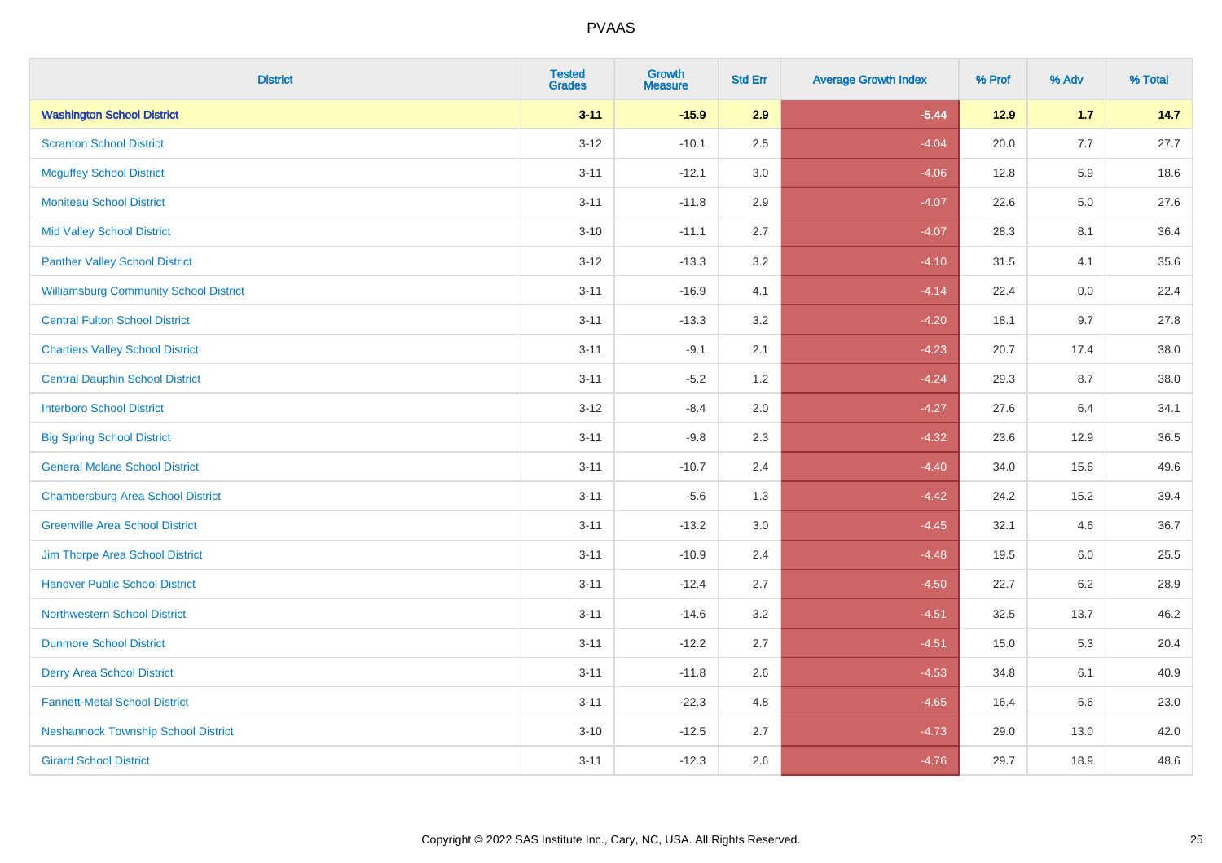| District | Tested Grades | Growth Measure | Std Err | Average Growth Index | % Prof | % Adv | % Total |
|---|---|---|---|---|---|---|---|
| **Washington School District** | **3-11** | **-15.9** | **2.9** | **-5.44** | **12.9** | **1.7** | **14.7** |
| Scranton School District | 3-12 | -10.1 | 2.5 | -4.04 | 20.0 | 7.7 | 27.7 |
| Mcguffey School District | 3-11 | -12.1 | 3.0 | -4.06 | 12.8 | 5.9 | 18.6 |
| Moniteau School District | 3-11 | -11.8 | 2.9 | -4.07 | 22.6 | 5.0 | 27.6 |
| Mid Valley School District | 3-10 | -11.1 | 2.7 | -4.07 | 28.3 | 8.1 | 36.4 |
| Panther Valley School District | 3-12 | -13.3 | 3.2 | -4.10 | 31.5 | 4.1 | 35.6 |
| Williamsburg Community School District | 3-11 | -16.9 | 4.1 | -4.14 | 22.4 | 0.0 | 22.4 |
| Central Fulton School District | 3-11 | -13.3 | 3.2 | -4.20 | 18.1 | 9.7 | 27.8 |
| Chartiers Valley School District | 3-11 | -9.1 | 2.1 | -4.23 | 20.7 | 17.4 | 38.0 |
| Central Dauphin School District | 3-11 | -5.2 | 1.2 | -4.24 | 29.3 | 8.7 | 38.0 |
| Interboro School District | 3-12 | -8.4 | 2.0 | -4.27 | 27.6 | 6.4 | 34.1 |
| Big Spring School District | 3-11 | -9.8 | 2.3 | -4.32 | 23.6 | 12.9 | 36.5 |
| General Mclane School District | 3-11 | -10.7 | 2.4 | -4.40 | 34.0 | 15.6 | 49.6 |
| Chambersburg Area School District | 3-11 | -5.6 | 1.3 | -4.42 | 24.2 | 15.2 | 39.4 |
| Greenville Area School District | 3-11 | -13.2 | 3.0 | -4.45 | 32.1 | 4.6 | 36.7 |
| Jim Thorpe Area School District | 3-11 | -10.9 | 2.4 | -4.48 | 19.5 | 6.0 | 25.5 |
| Hanover Public School District | 3-11 | -12.4 | 2.7 | -4.50 | 22.7 | 6.2 | 28.9 |
| Northwestern School District | 3-11 | -14.6 | 3.2 | -4.51 | 32.5 | 13.7 | 46.2 |
| Dunmore School District | 3-11 | -12.2 | 2.7 | -4.51 | 15.0 | 5.3 | 20.4 |
| Derry Area School District | 3-11 | -11.8 | 2.6 | -4.53 | 34.8 | 6.1 | 40.9 |
| Fannett-Metal School District | 3-11 | -22.3 | 4.8 | -4.65 | 16.4 | 6.6 | 23.0 |
| Neshannock Township School District | 3-10 | -12.5 | 2.7 | -4.73 | 29.0 | 13.0 | 42.0 |
| Girard School District | 3-11 | -12.3 | 2.6 | -4.76 | 29.7 | 18.9 | 48.6 |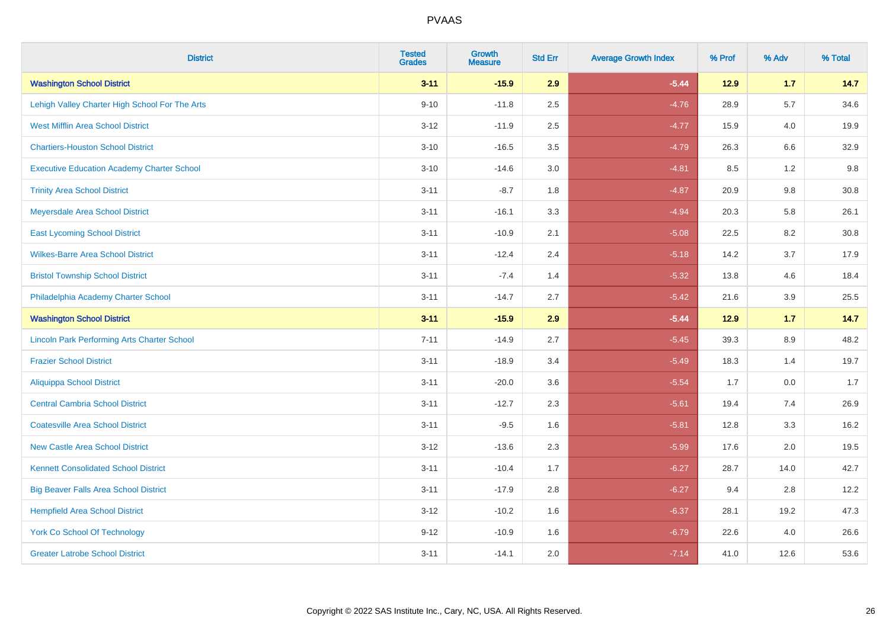| District | Tested Grades | Growth Measure | Std Err | Average Growth Index | % Prof | % Adv | % Total |
|---|---|---|---|---|---|---|---|
| **Washington School District** | **3-11** | **-15.9** | **2.9** | **-5.44** | **12.9** | **1.7** | **14.7** |
| Lehigh Valley Charter High School For The Arts | 9-10 | -11.8 | 2.5 | -4.76 | 28.9 | 5.7 | 34.6 |
| West Mifflin Area School District | 3-12 | -11.9 | 2.5 | -4.77 | 15.9 | 4.0 | 19.9 |
| Chartiers-Houston School District | 3-10 | -16.5 | 3.5 | -4.79 | 26.3 | 6.6 | 32.9 |
| Executive Education Academy Charter School | 3-10 | -14.6 | 3.0 | -4.81 | 8.5 | 1.2 | 9.8 |
| Trinity Area School District | 3-11 | -8.7 | 1.8 | -4.87 | 20.9 | 9.8 | 30.8 |
| Meyersdale Area School District | 3-11 | -16.1 | 3.3 | -4.94 | 20.3 | 5.8 | 26.1 |
| East Lycoming School District | 3-11 | -10.9 | 2.1 | -5.08 | 22.5 | 8.2 | 30.8 |
| Wilkes-Barre Area School District | 3-11 | -12.4 | 2.4 | -5.18 | 14.2 | 3.7 | 17.9 |
| Bristol Township School District | 3-11 | -7.4 | 1.4 | -5.32 | 13.8 | 4.6 | 18.4 |
| Philadelphia Academy Charter School | 3-11 | -14.7 | 2.7 | -5.42 | 21.6 | 3.9 | 25.5 |
| **Washington School District** | **3-11** | **-15.9** | **2.9** | **-5.44** | **12.9** | **1.7** | **14.7** |
| Lincoln Park Performing Arts Charter School | 7-11 | -14.9 | 2.7 | -5.45 | 39.3 | 8.9 | 48.2 |
| Frazier School District | 3-11 | -18.9 | 3.4 | -5.49 | 18.3 | 1.4 | 19.7 |
| Aliquippa School District | 3-11 | -20.0 | 3.6 | -5.54 | 1.7 | 0.0 | 1.7 |
| Central Cambria School District | 3-11 | -12.7 | 2.3 | -5.61 | 19.4 | 7.4 | 26.9 |
| Coatesville Area School District | 3-11 | -9.5 | 1.6 | -5.81 | 12.8 | 3.3 | 16.2 |
| New Castle Area School District | 3-12 | -13.6 | 2.3 | -5.99 | 17.6 | 2.0 | 19.5 |
| Kennett Consolidated School District | 3-11 | -10.4 | 1.7 | -6.27 | 28.7 | 14.0 | 42.7 |
| Big Beaver Falls Area School District | 3-11 | -17.9 | 2.8 | -6.27 | 9.4 | 2.8 | 12.2 |
| Hempfield Area School District | 3-12 | -10.2 | 1.6 | -6.37 | 28.1 | 19.2 | 47.3 |
| York Co School Of Technology | 9-12 | -10.9 | 1.6 | -6.79 | 22.6 | 4.0 | 26.6 |
| Greater Latrobe School District | 3-11 | -14.1 | 2.0 | -7.14 | 41.0 | 12.6 | 53.6 |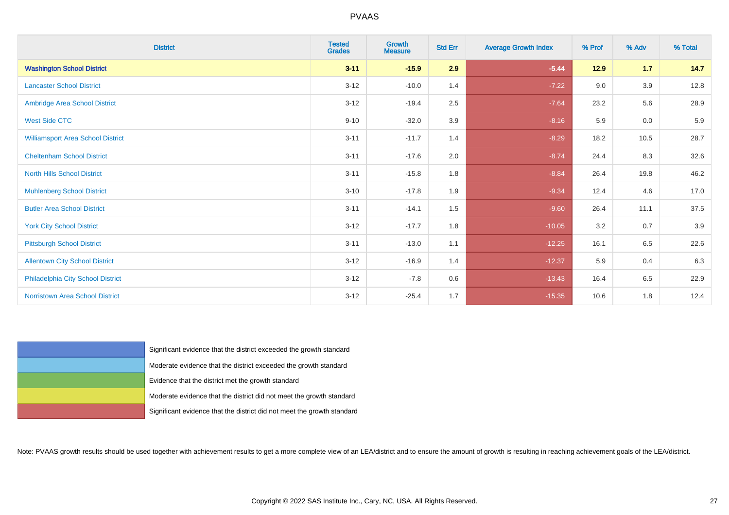PVAAS

| District | Tested Grades | Growth Measure | Std Err | Average Growth Index | % Prof | % Adv | % Total |
|---|---|---|---|---|---|---|---|
| **Washington School District** | **3-11** | **-15.9** | **2.9** | **-5.44** | **12.9** | **1.7** | **14.7** |
| Lancaster School District | 3-12 | -10.0 | 1.4 | -7.22 | 9.0 | 3.9 | 12.8 |
| Ambridge Area School District | 3-12 | -19.4 | 2.5 | -7.64 | 23.2 | 5.6 | 28.9 |
| West Side CTC | 9-10 | -32.0 | 3.9 | -8.16 | 5.9 | 0.0 | 5.9 |
| Williamsport Area School District | 3-11 | -11.7 | 1.4 | -8.29 | 18.2 | 10.5 | 28.7 |
| Cheltenham School District | 3-11 | -17.6 | 2.0 | -8.74 | 24.4 | 8.3 | 32.6 |
| North Hills School District | 3-11 | -15.8 | 1.8 | -8.84 | 26.4 | 19.8 | 46.2 |
| Muhlenberg School District | 3-10 | -17.8 | 1.9 | -9.34 | 12.4 | 4.6 | 17.0 |
| Butler Area School District | 3-11 | -14.1 | 1.5 | -9.60 | 26.4 | 11.1 | 37.5 |
| York City School District | 3-12 | -17.7 | 1.8 | -10.05 | 3.2 | 0.7 | 3.9 |
| Pittsburgh School District | 3-11 | -13.0 | 1.1 | -12.25 | 16.1 | 6.5 | 22.6 |
| Allentown City School District | 3-12 | -16.9 | 1.4 | -12.37 | 5.9 | 0.4 | 6.3 |
| Philadelphia City School District | 3-12 | -7.8 | 0.6 | -13.43 | 16.4 | 6.5 | 22.9 |
| Norristown Area School District | 3-12 | -25.4 | 1.7 | -15.35 | 10.6 | 1.8 | 12.4 |

Significant evidence that the district exceeded the growth standard

Moderate evidence that the district exceeded the growth standard

Evidence that the district met the growth standard

Moderate evidence that the district did not meet the growth standard

Significant evidence that the district did not meet the growth standard

Note: PVAAS growth results should be used together with achievement results to get a more complete view of an LEA/district and to ensure the amount of growth is resulting in reaching achievement goals of the LEA/district.

Copyright © 2022 SAS Institute Inc., Cary, NC, USA. All Rights Reserved.